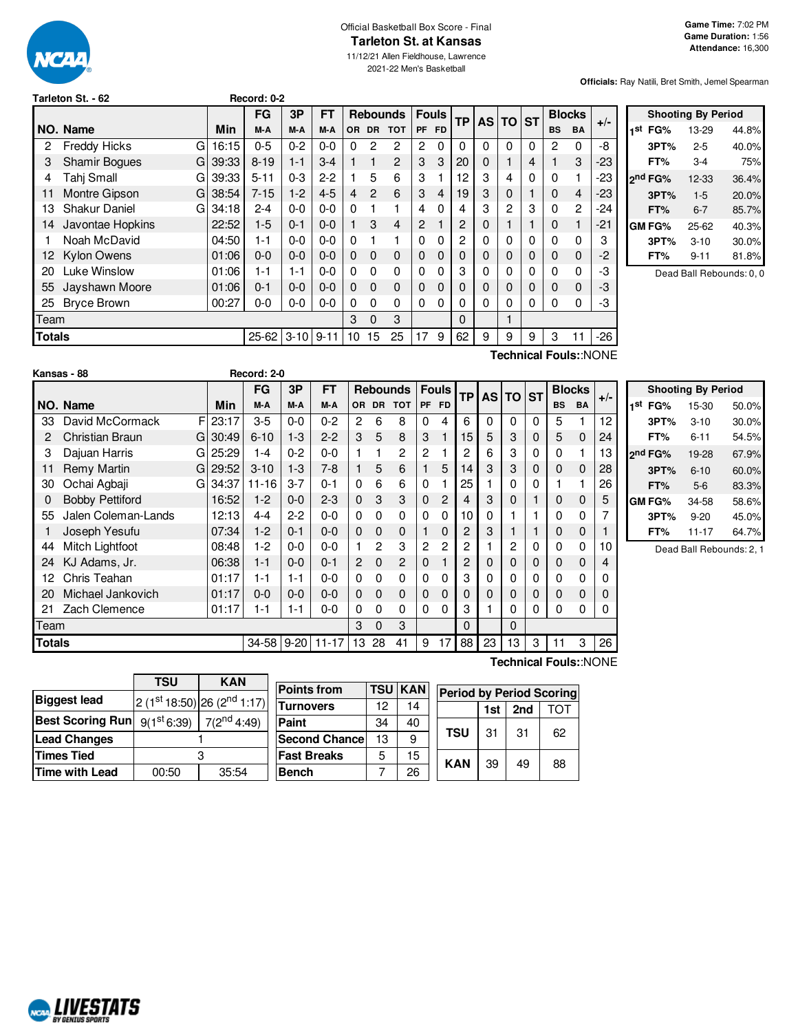Official Basketball Box Score - Final

# Tarleton St. at Kansas

11/12/21 Allen Fieldhouse, Lawrence

2021-22 Men's Basketball

**Game Time:** 7:02 PM
**Game Duration:** 1:56
**Attendance:** 16,300

**Officials:** Ray Natili, Bret Smith, Jemel Spearman

## Tarleton St. - 62 — Record: 0-2

| NO. | Name | | Min | FG M-A | 3P M-A | FT M-A | OR | DR | TOT | PF | FD | TP | AS | TO | ST | BS | BA | +/- |
|---|---|---|---|---|---|---|---|---|---|---|---|---|---|---|---|---|---|---|
| 2 | Freddy Hicks | G | 16:15 | 0-5 | 0-2 | 0-0 | 0 | 2 | 2 | 2 | 0 | 0 | 0 | 0 | 0 | 2 | 0 | -8 |
| 3 | Shamir Bogues | G | 39:33 | 8-19 | 1-1 | 3-4 | 1 | 1 | 2 | 3 | 3 | 20 | 0 | 1 | 4 | 1 | 3 | -23 |
| 4 | Tahj Small | G | 39:33 | 5-11 | 0-3 | 2-2 | 1 | 5 | 6 | 3 | 1 | 12 | 3 | 4 | 0 | 0 | 1 | -23 |
| 11 | Montre Gipson | G | 38:54 | 7-15 | 1-2 | 4-5 | 4 | 2 | 6 | 3 | 4 | 19 | 3 | 0 | 1 | 0 | 4 | -23 |
| 13 | Shakur Daniel | G | 34:18 | 2-4 | 0-0 | 0-0 | 0 | 1 | 1 | 4 | 0 | 4 | 3 | 2 | 3 | 0 | 2 | -24 |
| 14 | Javontae Hopkins | | 22:52 | 1-5 | 0-1 | 0-0 | 1 | 3 | 4 | 2 | 1 | 2 | 0 | 1 | 1 | 0 | 1 | -21 |
| 1 | Noah McDavid | | 04:50 | 1-1 | 0-0 | 0-0 | 0 | 1 | 1 | 0 | 0 | 2 | 0 | 0 | 0 | 0 | 0 | 3 |
| 12 | Kylon Owens | | 01:06 | 0-0 | 0-0 | 0-0 | 0 | 0 | 0 | 0 | 0 | 0 | 0 | 0 | 0 | 0 | 0 | -2 |
| 20 | Luke Winslow | | 01:06 | 1-1 | 1-1 | 0-0 | 0 | 0 | 0 | 0 | 0 | 3 | 0 | 0 | 0 | 0 | 0 | -3 |
| 55 | Jayshawn Moore | | 01:06 | 0-1 | 0-0 | 0-0 | 0 | 0 | 0 | 0 | 0 | 0 | 0 | 0 | 0 | 0 | 0 | -3 |
| 25 | Bryce Brown | | 00:27 | 0-0 | 0-0 | 0-0 | 0 | 0 | 0 | 0 | 0 | 0 | 0 | 0 | 0 | 0 | 0 | -3 |
| | Team | | | | | | 3 | 0 | 3 | | | 0 | | 1 | | | | |
| | **Totals** | | | 25-62 | 3-10 | 9-11 | 10 | 15 | 25 | 17 | 9 | 62 | 9 | 9 | 9 | 3 | 11 | -26 |

Technical Fouls::NONE

| Shooting By Period | | |
|---|---|---|
| 1st FG% | 13-29 | 44.8% |
| 3PT% | 2-5 | 40.0% |
| FT% | 3-4 | 75% |
| 2nd FG% | 12-33 | 36.4% |
| 3PT% | 1-5 | 20.0% |
| FT% | 6-7 | 85.7% |
| GM FG% | 25-62 | 40.3% |
| 3PT% | 3-10 | 30.0% |
| FT% | 9-11 | 81.8% |

Dead Ball Rebounds: 0, 0

## Kansas - 88 — Record: 2-0

| NO. | Name | | Min | FG M-A | 3P M-A | FT M-A | OR | DR | TOT | PF | FD | TP | AS | TO | ST | BS | BA | +/- |
|---|---|---|---|---|---|---|---|---|---|---|---|---|---|---|---|---|---|---|
| 33 | David McCormack | F | 23:17 | 3-5 | 0-0 | 0-2 | 2 | 6 | 8 | 0 | 4 | 6 | 0 | 0 | 0 | 5 | 1 | 12 |
| 2 | Christian Braun | G | 30:49 | 6-10 | 1-3 | 2-2 | 3 | 5 | 8 | 3 | 1 | 15 | 5 | 3 | 0 | 5 | 0 | 24 |
| 3 | Dajuan Harris | G | 25:29 | 1-4 | 0-2 | 0-0 | 1 | 1 | 2 | 2 | 1 | 2 | 6 | 3 | 0 | 0 | 1 | 13 |
| 11 | Remy Martin | G | 29:52 | 3-10 | 1-3 | 7-8 | 1 | 5 | 6 | 1 | 5 | 14 | 3 | 3 | 0 | 0 | 0 | 28 |
| 30 | Ochai Agbaji | G | 34:37 | 11-16 | 3-7 | 0-1 | 0 | 6 | 6 | 0 | 1 | 25 | 1 | 0 | 0 | 1 | 1 | 26 |
| 0 | Bobby Pettiford | | 16:52 | 1-2 | 0-0 | 2-3 | 0 | 3 | 3 | 0 | 2 | 4 | 3 | 0 | 1 | 0 | 0 | 5 |
| 55 | Jalen Coleman-Lands | | 12:13 | 4-4 | 2-2 | 0-0 | 0 | 0 | 0 | 0 | 0 | 10 | 0 | 1 | 1 | 0 | 0 | 7 |
| 1 | Joseph Yesufu | | 07:34 | 1-2 | 0-1 | 0-0 | 0 | 0 | 0 | 1 | 0 | 2 | 3 | 1 | 1 | 0 | 0 | 1 |
| 44 | Mitch Lightfoot | | 08:48 | 1-2 | 0-0 | 0-0 | 1 | 2 | 3 | 2 | 2 | 2 | 1 | 2 | 0 | 0 | 0 | 10 |
| 24 | KJ Adams, Jr. | | 06:38 | 1-1 | 0-0 | 0-1 | 2 | 0 | 2 | 0 | 1 | 2 | 0 | 0 | 0 | 0 | 0 | 4 |
| 12 | Chris Teahan | | 01:17 | 1-1 | 1-1 | 0-0 | 0 | 0 | 0 | 0 | 0 | 3 | 0 | 0 | 0 | 0 | 0 | 0 |
| 20 | Michael Jankovich | | 01:17 | 0-0 | 0-0 | 0-0 | 0 | 0 | 0 | 0 | 0 | 0 | 0 | 0 | 0 | 0 | 0 | 0 |
| 21 | Zach Clemence | | 01:17 | 1-1 | 1-1 | 0-0 | 0 | 0 | 0 | 0 | 0 | 3 | 1 | 0 | 0 | 0 | 0 | 0 |
| | Team | | | | | | 3 | 0 | 3 | | | 0 | | 0 | | | | |
| | **Totals** | | | 34-58 | 9-20 | 11-17 | 13 | 28 | 41 | 9 | 17 | 88 | 23 | 13 | 3 | 11 | 3 | 26 |

Technical Fouls::NONE

| Shooting By Period | | |
|---|---|---|
| 1st FG% | 15-30 | 50.0% |
| 3PT% | 3-10 | 30.0% |
| FT% | 6-11 | 54.5% |
| 2nd FG% | 19-28 | 67.9% |
| 3PT% | 6-10 | 60.0% |
| FT% | 5-6 | 83.3% |
| GM FG% | 34-58 | 58.6% |
| 3PT% | 9-20 | 45.0% |
| FT% | 11-17 | 64.7% |

Dead Ball Rebounds: 2, 1

| | TSU | KAN |
|---|---|---|
| Biggest lead | 2 (1st 18:50) | 26 (2nd 1:17) |
| Best Scoring Run | 9(1st 6:39) | 7(2nd 4:49) |
| Lead Changes | 1 | |
| Times Tied | 3 | |
| Time with Lead | 00:50 | 35:54 |

| Points from | TSU | KAN |
|---|---|---|
| Turnovers | 12 | 14 |
| Paint | 34 | 40 |
| Second Chance | 13 | 9 |
| Fast Breaks | 5 | 15 |
| Bench | 7 | 26 |

| Period by Period Scoring | 1st | 2nd | TOT |
|---|---|---|---|
| TSU | 31 | 31 | 62 |
| KAN | 39 | 49 | 88 |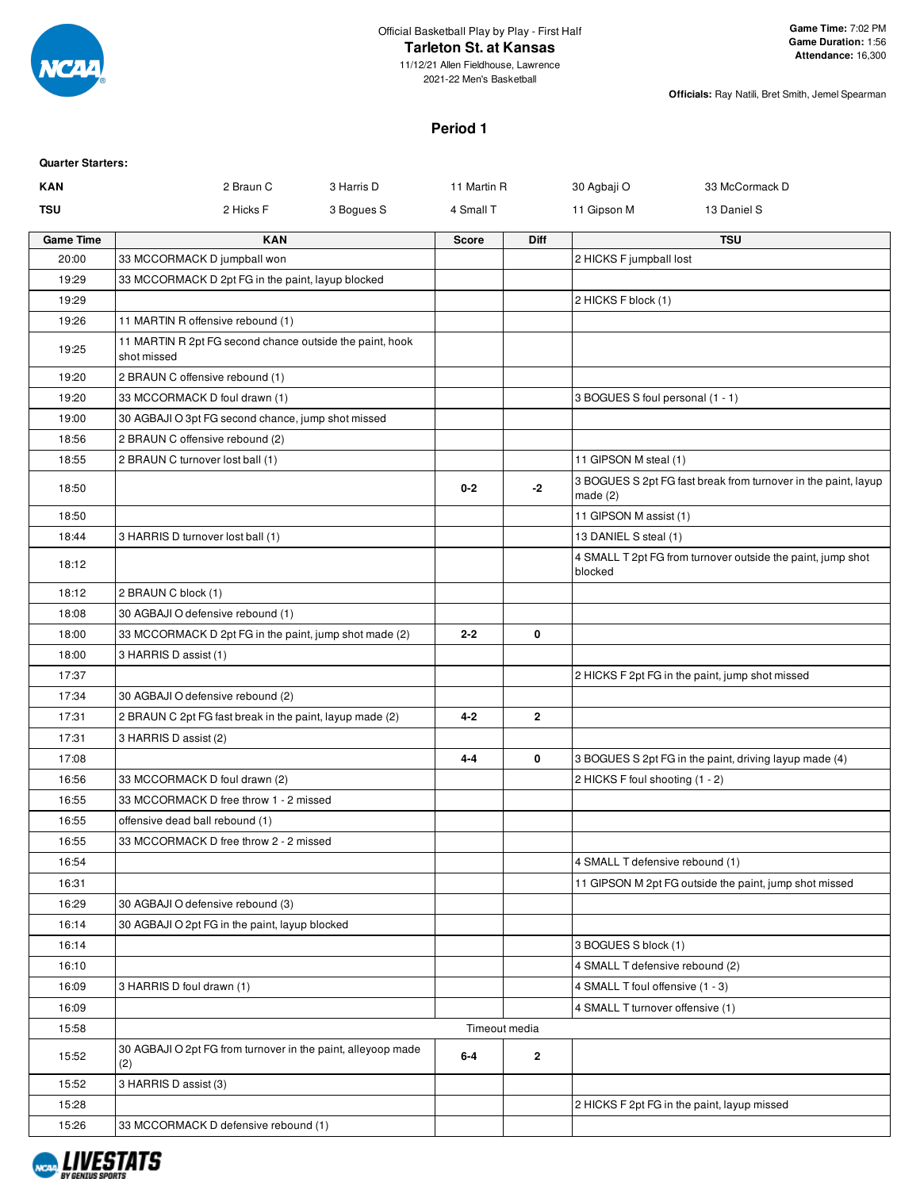Official Basketball Play by Play - First Half

**Tarleton St. at Kansas**

11/12/21 Allen Fieldhouse, Lawrence

2021-22 Men's Basketball

**Game Time:** 7:02 PM
**Game Duration:** 1:56
**Attendance:** 16,300

**Officials:** Ray Natili, Bret Smith, Jemel Spearman

## Period 1

**Quarter Starters:**

| | | | | | |
|---|---|---|---|---|---|
| **KAN** | 2 Braun C | 3 Harris D | 11 Martin R | 30 Agbaji O | 33 McCormack D |
| **TSU** | 2 Hicks F | 3 Bogues S | 4 Small T | 11 Gipson M | 13 Daniel S |

| Game Time | KAN | Score | Diff | TSU |
|---|---|---|---|---|
| 20:00 | 33 MCCORMACK D jumpball won | | | 2 HICKS F jumpball lost |
| 19:29 | 33 MCCORMACK D 2pt FG in the paint, layup blocked | | | |
| 19:29 | | | | 2 HICKS F block (1) |
| 19:26 | 11 MARTIN R offensive rebound (1) | | | |
| 19:25 | 11 MARTIN R 2pt FG second chance outside the paint, hook shot missed | | | |
| 19:20 | 2 BRAUN C offensive rebound (1) | | | |
| 19:20 | 33 MCCORMACK D foul drawn (1) | | | 3 BOGUES S foul personal (1 - 1) |
| 19:00 | 30 AGBAJI O 3pt FG second chance, jump shot missed | | | |
| 18:56 | 2 BRAUN C offensive rebound (2) | | | |
| 18:55 | 2 BRAUN C turnover lost ball (1) | | | 11 GIPSON M steal (1) |
| 18:50 | | 0-2 | -2 | 3 BOGUES S 2pt FG fast break from turnover in the paint, layup made (2) |
| 18:50 | | | | 11 GIPSON M assist (1) |
| 18:44 | 3 HARRIS D turnover lost ball (1) | | | 13 DANIEL S steal (1) |
| 18:12 | | | | 4 SMALL T 2pt FG from turnover outside the paint, jump shot blocked |
| 18:12 | 2 BRAUN C block (1) | | | |
| 18:08 | 30 AGBAJI O defensive rebound (1) | | | |
| 18:00 | 33 MCCORMACK D 2pt FG in the paint, jump shot made (2) | 2-2 | 0 | |
| 18:00 | 3 HARRIS D assist (1) | | | |
| 17:37 | | | | 2 HICKS F 2pt FG in the paint, jump shot missed |
| 17:34 | 30 AGBAJI O defensive rebound (2) | | | |
| 17:31 | 2 BRAUN C 2pt FG fast break in the paint, layup made (2) | 4-2 | 2 | |
| 17:31 | 3 HARRIS D assist (2) | | | |
| 17:08 | | 4-4 | 0 | 3 BOGUES S 2pt FG in the paint, driving layup made (4) |
| 16:56 | 33 MCCORMACK D foul drawn (2) | | | 2 HICKS F foul shooting (1 - 2) |
| 16:55 | 33 MCCORMACK D free throw 1 - 2 missed | | | |
| 16:55 | offensive dead ball rebound (1) | | | |
| 16:55 | 33 MCCORMACK D free throw 2 - 2 missed | | | |
| 16:54 | | | | 4 SMALL T defensive rebound (1) |
| 16:31 | | | | 11 GIPSON M 2pt FG outside the paint, jump shot missed |
| 16:29 | 30 AGBAJI O defensive rebound (3) | | | |
| 16:14 | 30 AGBAJI O 2pt FG in the paint, layup blocked | | | |
| 16:14 | | | | 3 BOGUES S block (1) |
| 16:10 | | | | 4 SMALL T defensive rebound (2) |
| 16:09 | 3 HARRIS D foul drawn (1) | | | 4 SMALL T foul offensive (1 - 3) |
| 16:09 | | | | 4 SMALL T turnover offensive (1) |
| 15:58 | Timeout media | | | |
| 15:52 | 30 AGBAJI O 2pt FG from turnover in the paint, alleyoop made (2) | 6-4 | 2 | |
| 15:52 | 3 HARRIS D assist (3) | | | |
| 15:28 | | | | 2 HICKS F 2pt FG in the paint, layup missed |
| 15:26 | 33 MCCORMACK D defensive rebound (1) | | | |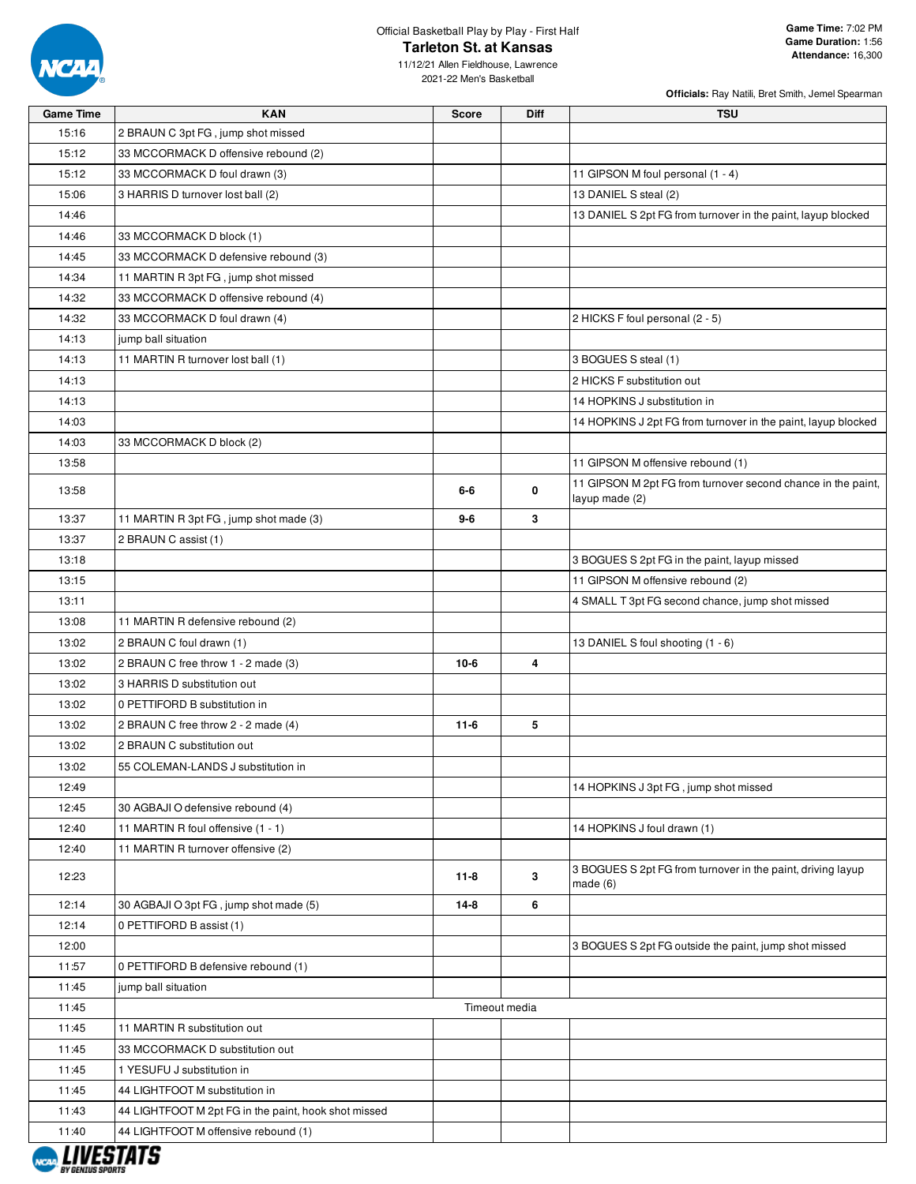Official Basketball Play by Play - First Half

# Tarleton St. at Kansas

11/12/21 Allen Fieldhouse, Lawrence
2021-22 Men's Basketball

**Game Time:** 7:02 PM
**Game Duration:** 1:56
**Attendance:** 16,300

**Officials:** Ray Natili, Bret Smith, Jemel Spearman

| Game Time | KAN | Score | Diff | TSU |
|---|---|---|---|---|
| 15:16 | 2 BRAUN C 3pt FG , jump shot missed | | | |
| 15:12 | 33 MCCORMACK D offensive rebound (2) | | | |
| 15:12 | 33 MCCORMACK D foul drawn (3) | | | 11 GIPSON M foul personal (1 - 4) |
| 15:06 | 3 HARRIS D turnover lost ball (2) | | | 13 DANIEL S steal (2) |
| 14:46 | | | | 13 DANIEL S 2pt FG from turnover in the paint, layup blocked |
| 14:46 | 33 MCCORMACK D block (1) | | | |
| 14:45 | 33 MCCORMACK D defensive rebound (3) | | | |
| 14:34 | 11 MARTIN R 3pt FG , jump shot missed | | | |
| 14:32 | 33 MCCORMACK D offensive rebound (4) | | | |
| 14:32 | 33 MCCORMACK D foul drawn (4) | | | 2 HICKS F foul personal (2 - 5) |
| 14:13 | jump ball situation | | | |
| 14:13 | 11 MARTIN R turnover lost ball (1) | | | 3 BOGUES S steal (1) |
| 14:13 | | | | 2 HICKS F substitution out |
| 14:13 | | | | 14 HOPKINS J substitution in |
| 14:03 | | | | 14 HOPKINS J 2pt FG from turnover in the paint, layup blocked |
| 14:03 | 33 MCCORMACK D block (2) | | | |
| 13:58 | | | | 11 GIPSON M offensive rebound (1) |
| 13:58 | | 6-6 | 0 | 11 GIPSON M 2pt FG from turnover second chance in the paint, layup made (2) |
| 13:37 | 11 MARTIN R 3pt FG , jump shot made (3) | 9-6 | 3 | |
| 13:37 | 2 BRAUN C assist (1) | | | |
| 13:18 | | | | 3 BOGUES S 2pt FG in the paint, layup missed |
| 13:15 | | | | 11 GIPSON M offensive rebound (2) |
| 13:11 | | | | 4 SMALL T 3pt FG second chance, jump shot missed |
| 13:08 | 11 MARTIN R defensive rebound (2) | | | |
| 13:02 | 2 BRAUN C foul drawn (1) | | | 13 DANIEL S foul shooting (1 - 6) |
| 13:02 | 2 BRAUN C free throw 1 - 2 made (3) | 10-6 | 4 | |
| 13:02 | 3 HARRIS D substitution out | | | |
| 13:02 | 0 PETTIFORD B substitution in | | | |
| 13:02 | 2 BRAUN C free throw 2 - 2 made (4) | 11-6 | 5 | |
| 13:02 | 2 BRAUN C substitution out | | | |
| 13:02 | 55 COLEMAN-LANDS J substitution in | | | |
| 12:49 | | | | 14 HOPKINS J 3pt FG , jump shot missed |
| 12:45 | 30 AGBAJI O defensive rebound (4) | | | |
| 12:40 | 11 MARTIN R foul offensive (1 - 1) | | | 14 HOPKINS J foul drawn (1) |
| 12:40 | 11 MARTIN R turnover offensive (2) | | | |
| 12:23 | | 11-8 | 3 | 3 BOGUES S 2pt FG from turnover in the paint, driving layup made (6) |
| 12:14 | 30 AGBAJI O 3pt FG , jump shot made (5) | 14-8 | 6 | |
| 12:14 | 0 PETTIFORD B assist (1) | | | |
| 12:00 | | | | 3 BOGUES S 2pt FG outside the paint, jump shot missed |
| 11:57 | 0 PETTIFORD B defensive rebound (1) | | | |
| 11:45 | jump ball situation | | | |
| 11:45 | Timeout media | | | |
| 11:45 | 11 MARTIN R substitution out | | | |
| 11:45 | 33 MCCORMACK D substitution out | | | |
| 11:45 | 1 YESUFU J substitution in | | | |
| 11:45 | 44 LIGHTFOOT M substitution in | | | |
| 11:43 | 44 LIGHTFOOT M 2pt FG in the paint, hook shot missed | | | |
| 11:40 | 44 LIGHTFOOT M offensive rebound (1) | | | |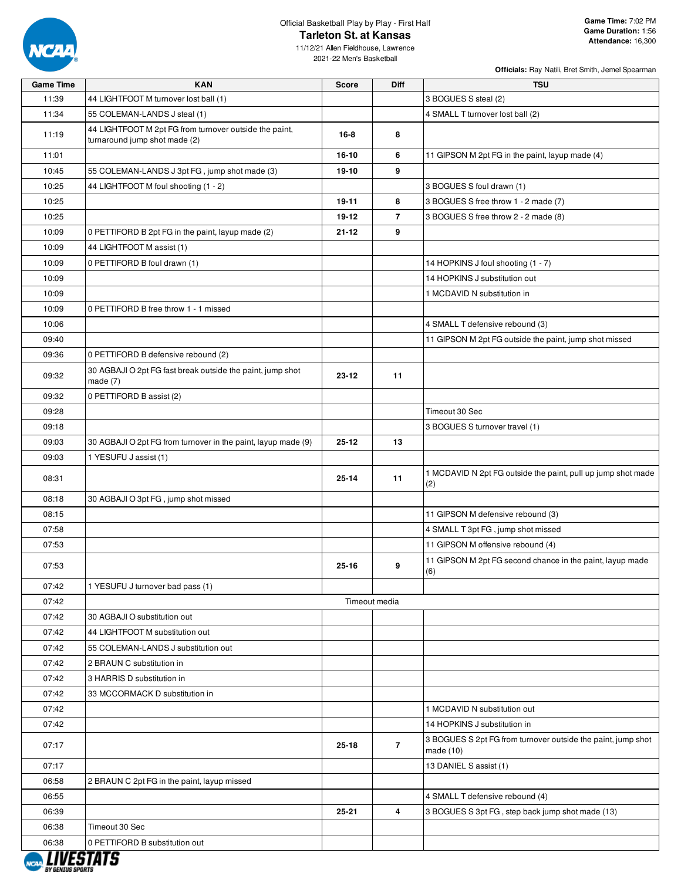Official Basketball Play by Play - First Half

# Tarleton St. at Kansas

11/12/21 Allen Fieldhouse, Lawrence
2021-22 Men's Basketball

**Game Time:** 7:02 PM
**Game Duration:** 1:56
**Attendance:** 16,300

**Officials:** Ray Natili, Bret Smith, Jemel Spearman

| Game Time | KAN | Score | Diff | TSU |
|---|---|---|---|---|
| 11:39 | 44 LIGHTFOOT M turnover lost ball (1) | | | 3 BOGUES S steal (2) |
| 11:34 | 55 COLEMAN-LANDS J steal (1) | | | 4 SMALL T turnover lost ball (2) |
| 11:19 | 44 LIGHTFOOT M 2pt FG from turnover outside the paint, turnaround jump shot made (2) | 16-8 | 8 | |
| 11:01 | | 16-10 | 6 | 11 GIPSON M 2pt FG in the paint, layup made (4) |
| 10:45 | 55 COLEMAN-LANDS J 3pt FG , jump shot made (3) | 19-10 | 9 | |
| 10:25 | 44 LIGHTFOOT M foul shooting (1 - 2) | | | 3 BOGUES S foul drawn (1) |
| 10:25 | | 19-11 | 8 | 3 BOGUES S free throw 1 - 2 made (7) |
| 10:25 | | 19-12 | 7 | 3 BOGUES S free throw 2 - 2 made (8) |
| 10:09 | 0 PETTIFORD B 2pt FG in the paint, layup made (2) | 21-12 | 9 | |
| 10:09 | 44 LIGHTFOOT M assist (1) | | | |
| 10:09 | 0 PETTIFORD B foul drawn (1) | | | 14 HOPKINS J foul shooting (1 - 7) |
| 10:09 | | | | 14 HOPKINS J substitution out |
| 10:09 | | | | 1 MCDAVID N substitution in |
| 10:09 | 0 PETTIFORD B free throw 1 - 1 missed | | | |
| 10:06 | | | | 4 SMALL T defensive rebound (3) |
| 09:40 | | | | 11 GIPSON M 2pt FG outside the paint, jump shot missed |
| 09:36 | 0 PETTIFORD B defensive rebound (2) | | | |
| 09:32 | 30 AGBAJI O 2pt FG fast break outside the paint, jump shot made (7) | 23-12 | 11 | |
| 09:32 | 0 PETTIFORD B assist (2) | | | |
| 09:28 | | | | Timeout 30 Sec |
| 09:18 | | | | 3 BOGUES S turnover travel (1) |
| 09:03 | 30 AGBAJI O 2pt FG from turnover in the paint, layup made (9) | 25-12 | 13 | |
| 09:03 | 1 YESUFU J assist (1) | | | |
| 08:31 | | 25-14 | 11 | 1 MCDAVID N 2pt FG outside the paint, pull up jump shot made (2) |
| 08:18 | 30 AGBAJI O 3pt FG , jump shot missed | | | |
| 08:15 | | | | 11 GIPSON M defensive rebound (3) |
| 07:58 | | | | 4 SMALL T 3pt FG , jump shot missed |
| 07:53 | | | | 11 GIPSON M offensive rebound (4) |
| 07:53 | | 25-16 | 9 | 11 GIPSON M 2pt FG second chance in the paint, layup made (6) |
| 07:42 | 1 YESUFU J turnover bad pass (1) | | | |
| 07:42 | Timeout media | | | |
| 07:42 | 30 AGBAJI O substitution out | | | |
| 07:42 | 44 LIGHTFOOT M substitution out | | | |
| 07:42 | 55 COLEMAN-LANDS J substitution out | | | |
| 07:42 | 2 BRAUN C substitution in | | | |
| 07:42 | 3 HARRIS D substitution in | | | |
| 07:42 | 33 MCCORMACK D substitution in | | | |
| 07:42 | | | | 1 MCDAVID N substitution out |
| 07:42 | | | | 14 HOPKINS J substitution in |
| 07:17 | | 25-18 | 7 | 3 BOGUES S 2pt FG from turnover outside the paint, jump shot made (10) |
| 07:17 | | | | 13 DANIEL S assist (1) |
| 06:58 | 2 BRAUN C 2pt FG in the paint, layup missed | | | |
| 06:55 | | | | 4 SMALL T defensive rebound (4) |
| 06:39 | | 25-21 | 4 | 3 BOGUES S 3pt FG , step back jump shot made (13) |
| 06:38 | Timeout 30 Sec | | | |
| 06:38 | 0 PETTIFORD B substitution out | | | |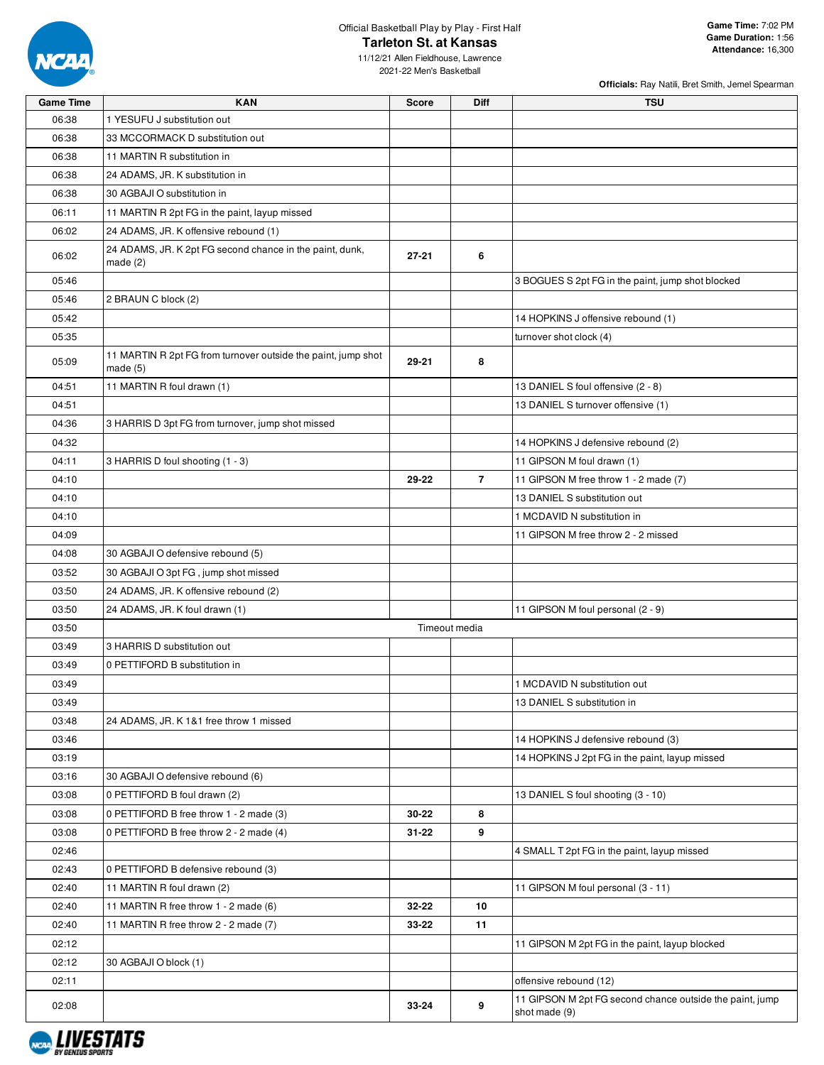Official Basketball Play by Play - First Half

## Tarleton St. at Kansas

11/12/21 Allen Fieldhouse, Lawrence
2021-22 Men's Basketball

**Game Time:** 7:02 PM
**Game Duration:** 1:56
**Attendance:** 16,300

**Officials:** Ray Natili, Bret Smith, Jemel Spearman

| Game Time | KAN | Score | Diff | TSU |
|---|---|---|---|---|
| 06:38 | 1 YESUFU J substitution out | | | |
| 06:38 | 33 MCCORMACK D substitution out | | | |
| 06:38 | 11 MARTIN R substitution in | | | |
| 06:38 | 24 ADAMS, JR. K substitution in | | | |
| 06:38 | 30 AGBAJI O substitution in | | | |
| 06:11 | 11 MARTIN R 2pt FG in the paint, layup missed | | | |
| 06:02 | 24 ADAMS, JR. K offensive rebound (1) | | | |
| 06:02 | 24 ADAMS, JR. K 2pt FG second chance in the paint, dunk, made (2) | 27-21 | 6 | |
| 05:46 | | | | 3 BOGUES S 2pt FG in the paint, jump shot blocked |
| 05:46 | 2 BRAUN C block (2) | | | |
| 05:42 | | | | 14 HOPKINS J offensive rebound (1) |
| 05:35 | | | | turnover shot clock (4) |
| 05:09 | 11 MARTIN R 2pt FG from turnover outside the paint, jump shot made (5) | 29-21 | 8 | |
| 04:51 | 11 MARTIN R foul drawn (1) | | | 13 DANIEL S foul offensive (2 - 8) |
| 04:51 | | | | 13 DANIEL S turnover offensive (1) |
| 04:36 | 3 HARRIS D 3pt FG from turnover, jump shot missed | | | |
| 04:32 | | | | 14 HOPKINS J defensive rebound (2) |
| 04:11 | 3 HARRIS D foul shooting (1 - 3) | | | 11 GIPSON M foul drawn (1) |
| 04:10 | | 29-22 | 7 | 11 GIPSON M free throw 1 - 2 made (7) |
| 04:10 | | | | 13 DANIEL S substitution out |
| 04:10 | | | | 1 MCDAVID N substitution in |
| 04:09 | | | | 11 GIPSON M free throw 2 - 2 missed |
| 04:08 | 30 AGBAJI O defensive rebound (5) | | | |
| 03:52 | 30 AGBAJI O 3pt FG , jump shot missed | | | |
| 03:50 | 24 ADAMS, JR. K offensive rebound (2) | | | |
| 03:50 | 24 ADAMS, JR. K foul drawn (1) | | | 11 GIPSON M foul personal (2 - 9) |
| 03:50 | Timeout media | | | |
| 03:49 | 3 HARRIS D substitution out | | | |
| 03:49 | 0 PETTIFORD B substitution in | | | |
| 03:49 | | | | 1 MCDAVID N substitution out |
| 03:49 | | | | 13 DANIEL S substitution in |
| 03:48 | 24 ADAMS, JR. K 1&1 free throw 1 missed | | | |
| 03:46 | | | | 14 HOPKINS J defensive rebound (3) |
| 03:19 | | | | 14 HOPKINS J 2pt FG in the paint, layup missed |
| 03:16 | 30 AGBAJI O defensive rebound (6) | | | |
| 03:08 | 0 PETTIFORD B foul drawn (2) | | | 13 DANIEL S foul shooting (3 - 10) |
| 03:08 | 0 PETTIFORD B free throw 1 - 2 made (3) | 30-22 | 8 | |
| 03:08 | 0 PETTIFORD B free throw 2 - 2 made (4) | 31-22 | 9 | |
| 02:46 | | | | 4 SMALL T 2pt FG in the paint, layup missed |
| 02:43 | 0 PETTIFORD B defensive rebound (3) | | | |
| 02:40 | 11 MARTIN R foul drawn (2) | | | 11 GIPSON M foul personal (3 - 11) |
| 02:40 | 11 MARTIN R free throw 1 - 2 made (6) | 32-22 | 10 | |
| 02:40 | 11 MARTIN R free throw 2 - 2 made (7) | 33-22 | 11 | |
| 02:12 | | | | 11 GIPSON M 2pt FG in the paint, layup blocked |
| 02:12 | 30 AGBAJI O block (1) | | | |
| 02:11 | | | | offensive rebound (12) |
| 02:08 | | 33-24 | 9 | 11 GIPSON M 2pt FG second chance outside the paint, jump shot made (9) |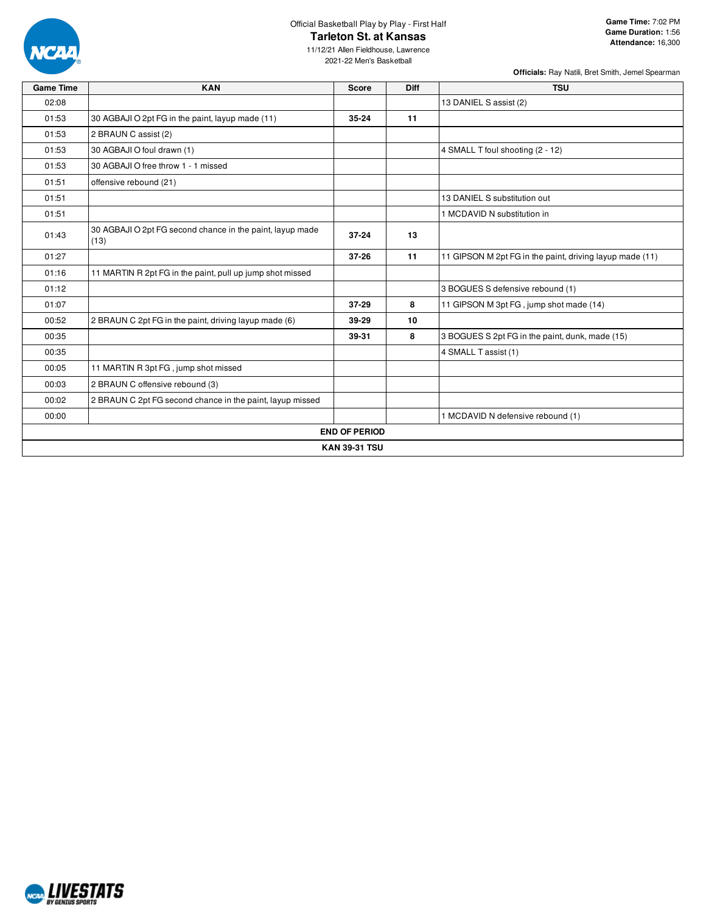Official Basketball Play by Play - First Half

# Tarleton St. at Kansas

11/12/21 Allen Fieldhouse, Lawrence
2021-22 Men's Basketball

**Game Time:** 7:02 PM
**Game Duration:** 1:56
**Attendance:** 16,300

**Officials:** Ray Natili, Bret Smith, Jemel Spearman

| Game Time | KAN | Score | Diff | TSU |
|---|---|---|---|---|
| 02:08 | | | | 13 DANIEL S assist (2) |
| 01:53 | 30 AGBAJI O 2pt FG in the paint, layup made (11) | **35-24** | **11** | |
| 01:53 | 2 BRAUN C assist (2) | | | |
| 01:53 | 30 AGBAJI O foul drawn (1) | | | 4 SMALL T foul shooting (2 - 12) |
| 01:53 | 30 AGBAJI O free throw 1 - 1 missed | | | |
| 01:51 | offensive rebound (21) | | | |
| 01:51 | | | | 13 DANIEL S substitution out |
| 01:51 | | | | 1 MCDAVID N substitution in |
| 01:43 | 30 AGBAJI O 2pt FG second chance in the paint, layup made (13) | **37-24** | **13** | |
| 01:27 | | **37-26** | **11** | 11 GIPSON M 2pt FG in the paint, driving layup made (11) |
| 01:16 | 11 MARTIN R 2pt FG in the paint, pull up jump shot missed | | | |
| 01:12 | | | | 3 BOGUES S defensive rebound (1) |
| 01:07 | | **37-29** | **8** | 11 GIPSON M 3pt FG , jump shot made (14) |
| 00:52 | 2 BRAUN C 2pt FG in the paint, driving layup made (6) | **39-29** | **10** | |
| 00:35 | | **39-31** | **8** | 3 BOGUES S 2pt FG in the paint, dunk, made (15) |
| 00:35 | | | | 4 SMALL T assist (1) |
| 00:05 | 11 MARTIN R 3pt FG , jump shot missed | | | |
| 00:03 | 2 BRAUN C offensive rebound (3) | | | |
| 00:02 | 2 BRAUN C 2pt FG second chance in the paint, layup missed | | | |
| 00:00 | | | | 1 MCDAVID N defensive rebound (1) |

**END OF PERIOD**

**KAN 39-31 TSU**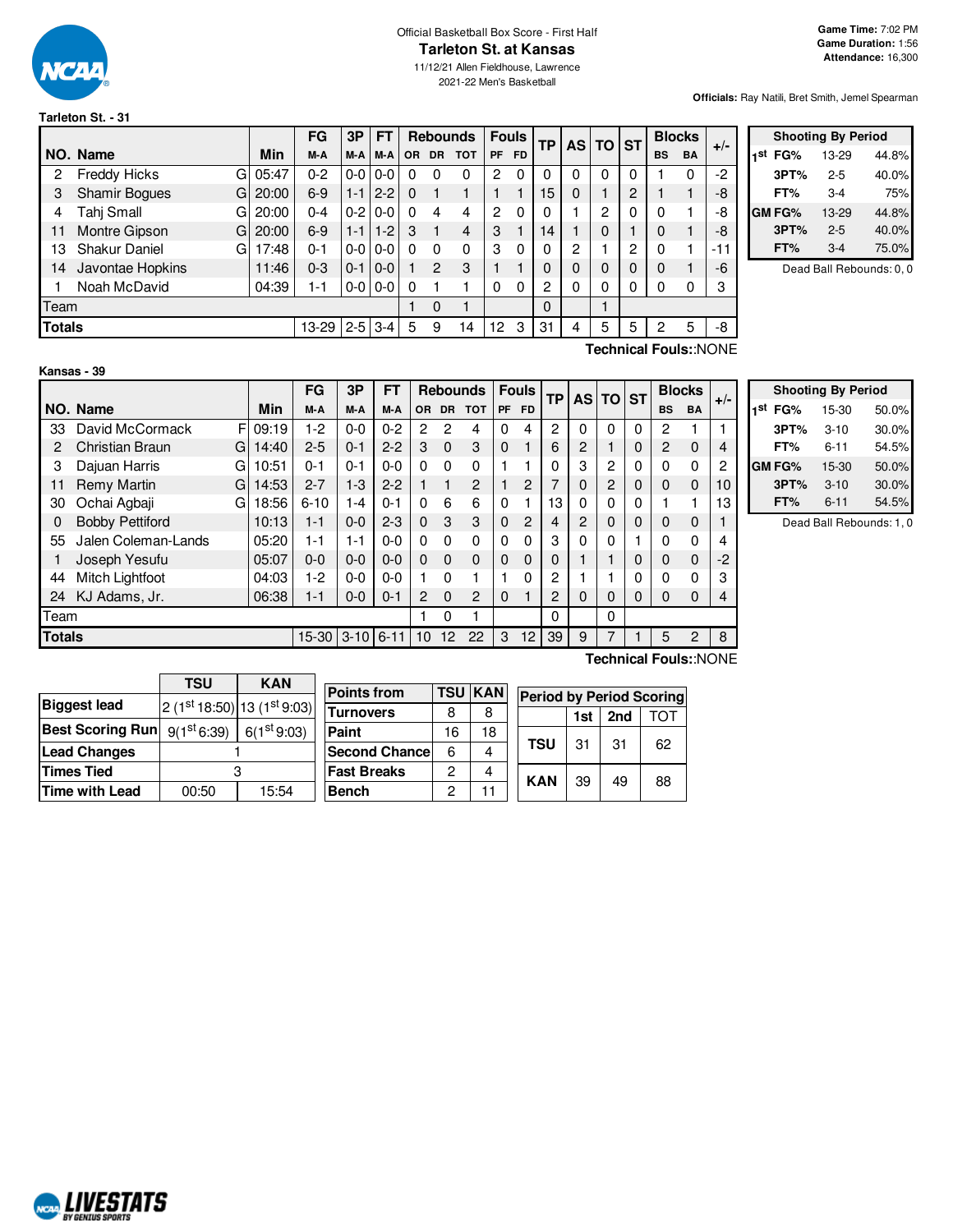Official Basketball Box Score - First Half

# Tarleton St. at Kansas

11/12/21 Allen Fieldhouse, Lawrence

2021-22 Men's Basketball

**Game Time:** 7:02 PM
**Game Duration:** 1:56
**Attendance:** 16,300

**Officials:** Ray Natili, Bret Smith, Jemel Spearman

## Tarleton St. - 31

| NO. | Name | | Min | FG M-A | 3P M-A | FT M-A | OR | DR | TOT | PF | FD | TP | AS | TO | ST | BS | BA | +/- |
|---|---|---|---|---|---|---|---|---|---|---|---|---|---|---|---|---|---|---|
| 2 | Freddy Hicks | G | 05:47 | 0-2 | 0-0 | 0-0 | 0 | 0 | 0 | 2 | 0 | 0 | 0 | 0 | 0 | 1 | 0 | -2 |
| 3 | Shamir Bogues | G | 20:00 | 6-9 | 1-1 | 2-2 | 0 | 1 | 1 | 1 | 1 | 15 | 0 | 1 | 2 | 1 | 1 | -8 |
| 4 | Tahj Small | G | 20:00 | 0-4 | 0-2 | 0-0 | 0 | 4 | 4 | 2 | 0 | 0 | 1 | 2 | 0 | 0 | 1 | -8 |
| 11 | Montre Gipson | G | 20:00 | 6-9 | 1-1 | 1-2 | 3 | 1 | 4 | 3 | 1 | 14 | 1 | 0 | 1 | 0 | 1 | -8 |
| 13 | Shakur Daniel | G | 17:48 | 0-1 | 0-0 | 0-0 | 0 | 0 | 0 | 3 | 0 | 0 | 2 | 1 | 2 | 0 | 1 | -11 |
| 14 | Javontae Hopkins | | 11:46 | 0-3 | 0-1 | 0-0 | 1 | 2 | 3 | 1 | 1 | 0 | 0 | 0 | 0 | 0 | 1 | -6 |
| 1 | Noah McDavid | | 04:39 | 1-1 | 0-0 | 0-0 | 0 | 1 | 1 | 0 | 0 | 2 | 0 | 0 | 0 | 0 | 0 | 3 |
| | Team | | | | | | 1 | 0 | 1 | | | 0 | | 1 | | | | |
| | **Totals** | | | 13-29 | 2-5 | 3-4 | 5 | 9 | 14 | 12 | 3 | 31 | 4 | 5 | 5 | 2 | 5 | -8 |

**Technical Fouls::NONE**

| Shooting By Period | | |
|---|---|---|
| 1st FG% | 13-29 | 44.8% |
| 3PT% | 2-5 | 40.0% |
| FT% | 3-4 | 75% |
| GM FG% | 13-29 | 44.8% |
| 3PT% | 2-5 | 40.0% |
| FT% | 3-4 | 75.0% |

Dead Ball Rebounds: 0, 0

## Kansas - 39

| NO. | Name | | Min | FG M-A | 3P M-A | FT M-A | OR | DR | TOT | PF | FD | TP | AS | TO | ST | BS | BA | +/- |
|---|---|---|---|---|---|---|---|---|---|---|---|---|---|---|---|---|---|---|
| 33 | David McCormack | F | 09:19 | 1-2 | 0-0 | 0-2 | 2 | 2 | 4 | 0 | 4 | 2 | 0 | 0 | 0 | 2 | 1 | 1 |
| 2 | Christian Braun | G | 14:40 | 2-5 | 0-1 | 2-2 | 3 | 0 | 3 | 0 | 1 | 6 | 2 | 1 | 0 | 2 | 0 | 4 |
| 3 | Dajuan Harris | G | 10:51 | 0-1 | 0-1 | 0-0 | 0 | 0 | 0 | 1 | 1 | 0 | 3 | 2 | 0 | 0 | 0 | 2 |
| 11 | Remy Martin | G | 14:53 | 2-7 | 1-3 | 2-2 | 1 | 1 | 2 | 1 | 2 | 7 | 0 | 2 | 0 | 0 | 0 | 10 |
| 30 | Ochai Agbaji | G | 18:56 | 6-10 | 1-4 | 0-1 | 0 | 6 | 6 | 0 | 1 | 13 | 0 | 0 | 0 | 1 | 1 | 13 |
| 0 | Bobby Pettiford | | 10:13 | 1-1 | 0-0 | 2-3 | 0 | 3 | 3 | 0 | 2 | 4 | 2 | 0 | 0 | 0 | 0 | 1 |
| 55 | Jalen Coleman-Lands | | 05:20 | 1-1 | 1-1 | 0-0 | 0 | 0 | 0 | 0 | 0 | 3 | 0 | 0 | 1 | 0 | 0 | 4 |
| 1 | Joseph Yesufu | | 05:07 | 0-0 | 0-0 | 0-0 | 0 | 0 | 0 | 0 | 0 | 0 | 1 | 1 | 0 | 0 | 0 | -2 |
| 44 | Mitch Lightfoot | | 04:03 | 1-2 | 0-0 | 0-0 | 1 | 0 | 1 | 1 | 0 | 2 | 1 | 1 | 0 | 0 | 0 | 3 |
| 24 | KJ Adams, Jr. | | 06:38 | 1-1 | 0-0 | 0-1 | 2 | 0 | 2 | 0 | 1 | 2 | 0 | 0 | 0 | 0 | 0 | 4 |
| | Team | | | | | | 1 | 0 | 1 | | | 0 | | 0 | | | | |
| | **Totals** | | | 15-30 | 3-10 | 6-11 | 10 | 12 | 22 | 3 | 12 | 39 | 9 | 7 | 1 | 5 | 2 | 8 |

**Technical Fouls::NONE**

| Shooting By Period | | |
|---|---|---|
| 1st FG% | 15-30 | 50.0% |
| 3PT% | 3-10 | 30.0% |
| FT% | 6-11 | 54.5% |
| GM FG% | 15-30 | 50.0% |
| 3PT% | 3-10 | 30.0% |
| FT% | 6-11 | 54.5% |

Dead Ball Rebounds: 1, 0

| | TSU | KAN |
|---|---|---|
| Biggest lead | 2 (1st 18:50) | 13 (1st 9:03) |
| Best Scoring Run | 9(1st 6:39) | 6(1st 9:03) |
| Lead Changes | 1 | |
| Times Tied | 3 | |
| Time with Lead | 00:50 | 15:54 |

| Points from | TSU | KAN |
|---|---|---|
| Turnovers | 8 | 8 |
| Paint | 16 | 18 |
| Second Chance | 6 | 4 |
| Fast Breaks | 2 | 4 |
| Bench | 2 | 11 |

| Period by Period Scoring | 1st | 2nd | TOT |
|---|---|---|---|
| TSU | 31 | 31 | 62 |
| KAN | 39 | 49 | 88 |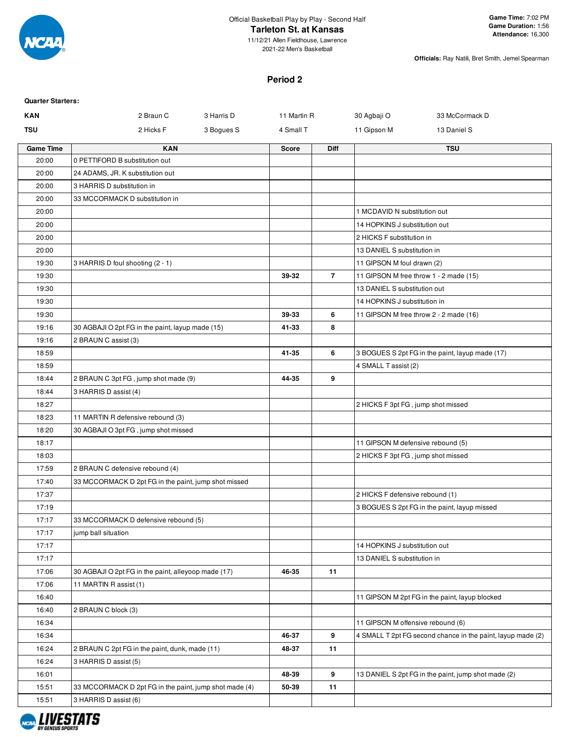Official Basketball Play by Play - Second Half

# Tarleton St. at Kansas

11/12/21 Allen Fieldhouse, Lawrence
2021-22 Men's Basketball

**Game Time:** 7:02 PM
**Game Duration:** 1:56
**Attendance:** 16,300

**Officials:** Ray Natili, Bret Smith, Jemel Spearman

## Period 2

**Quarter Starters:**

| | | | | | |
|---|---|---|---|---|---|
| **KAN** | 2 Braun C | 3 Harris D | 11 Martin R | 30 Agbaji O | 33 McCormack D |
| **TSU** | 2 Hicks F | 3 Bogues S | 4 Small T | 11 Gipson M | 13 Daniel S |

| Game Time | KAN | Score | Diff | TSU |
|---|---|---|---|---|
| 20:00 | 0 PETTIFORD B substitution out | | | |
| 20:00 | 24 ADAMS, JR. K substitution out | | | |
| 20:00 | 3 HARRIS D substitution in | | | |
| 20:00 | 33 MCCORMACK D substitution in | | | |
| 20:00 | | | | 1 MCDAVID N substitution out |
| 20:00 | | | | 14 HOPKINS J substitution out |
| 20:00 | | | | 2 HICKS F substitution in |
| 20:00 | | | | 13 DANIEL S substitution in |
| 19:30 | 3 HARRIS D foul shooting (2 - 1) | | | 11 GIPSON M foul drawn (2) |
| 19:30 | | 39-32 | 7 | 11 GIPSON M free throw 1 - 2 made (15) |
| 19:30 | | | | 13 DANIEL S substitution out |
| 19:30 | | | | 14 HOPKINS J substitution in |
| 19:30 | | 39-33 | 6 | 11 GIPSON M free throw 2 - 2 made (16) |
| 19:16 | 30 AGBAJI O 2pt FG in the paint, layup made (15) | 41-33 | 8 | |
| 19:16 | 2 BRAUN C assist (3) | | | |
| 18:59 | | 41-35 | 6 | 3 BOGUES S 2pt FG in the paint, layup made (17) |
| 18:59 | | | | 4 SMALL T assist (2) |
| 18:44 | 2 BRAUN C 3pt FG , jump shot made (9) | 44-35 | 9 | |
| 18:44 | 3 HARRIS D assist (4) | | | |
| 18:27 | | | | 2 HICKS F 3pt FG , jump shot missed |
| 18:23 | 11 MARTIN R defensive rebound (3) | | | |
| 18:20 | 30 AGBAJI O 3pt FG , jump shot missed | | | |
| 18:17 | | | | 11 GIPSON M defensive rebound (5) |
| 18:03 | | | | 2 HICKS F 3pt FG , jump shot missed |
| 17:59 | 2 BRAUN C defensive rebound (4) | | | |
| 17:40 | 33 MCCORMACK D 2pt FG in the paint, jump shot missed | | | |
| 17:37 | | | | 2 HICKS F defensive rebound (1) |
| 17:19 | | | | 3 BOGUES S 2pt FG in the paint, layup missed |
| 17:17 | 33 MCCORMACK D defensive rebound (5) | | | |
| 17:17 | jump ball situation | | | |
| 17:17 | | | | 14 HOPKINS J substitution out |
| 17:17 | | | | 13 DANIEL S substitution in |
| 17:06 | 30 AGBAJI O 2pt FG in the paint, alleyoop made (17) | 46-35 | 11 | |
| 17:06 | 11 MARTIN R assist (1) | | | |
| 16:40 | | | | 11 GIPSON M 2pt FG in the paint, layup blocked |
| 16:40 | 2 BRAUN C block (3) | | | |
| 16:34 | | | | 11 GIPSON M offensive rebound (6) |
| 16:34 | | 46-37 | 9 | 4 SMALL T 2pt FG second chance in the paint, layup made (2) |
| 16:24 | 2 BRAUN C 2pt FG in the paint, dunk, made (11) | 48-37 | 11 | |
| 16:24 | 3 HARRIS D assist (5) | | | |
| 16:01 | | 48-39 | 9 | 13 DANIEL S 2pt FG in the paint, jump shot made (2) |
| 15:51 | 33 MCCORMACK D 2pt FG in the paint, jump shot made (4) | 50-39 | 11 | |
| 15:51 | 3 HARRIS D assist (6) | | | |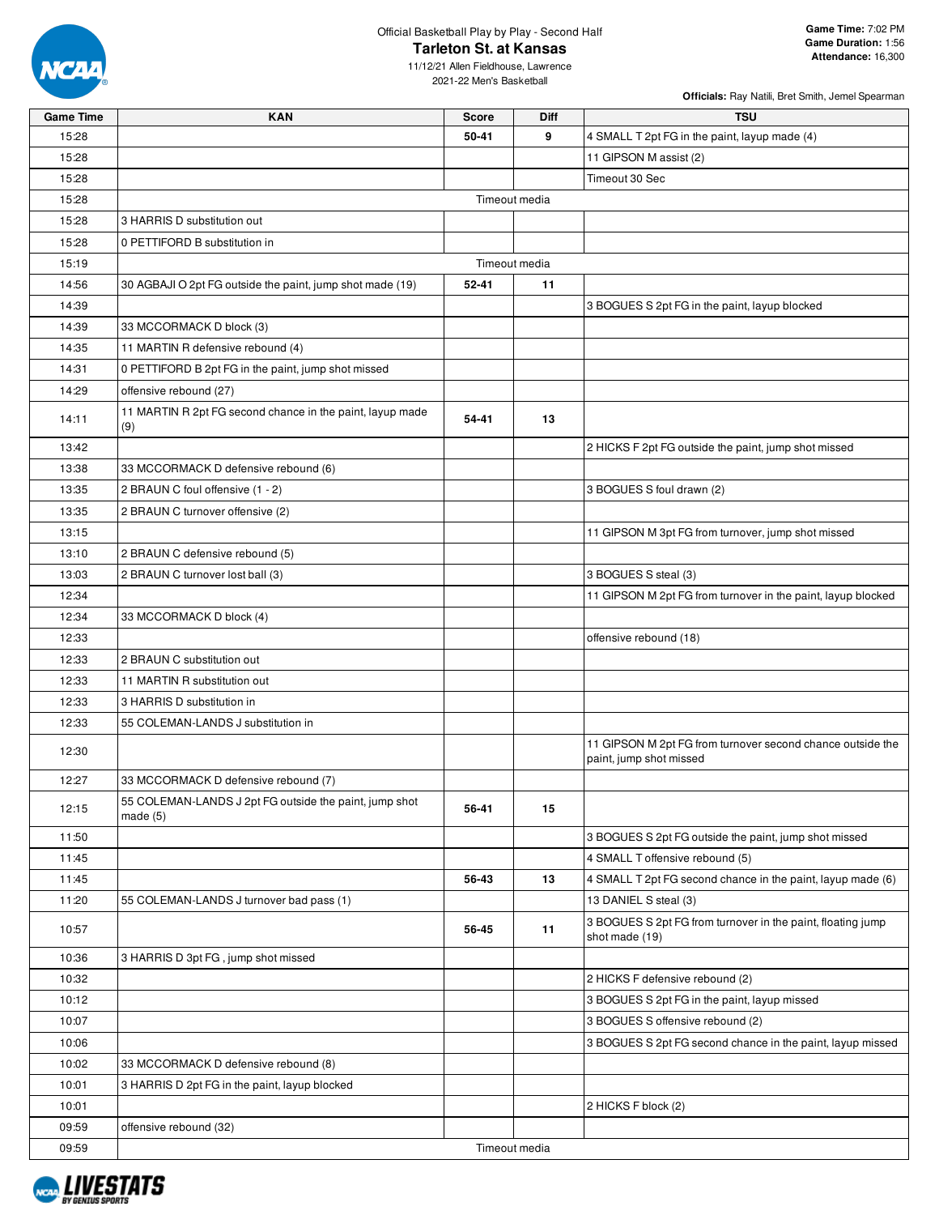Official Basketball Play by Play - Second Half

# Tarleton St. at Kansas

11/12/21 Allen Fieldhouse, Lawrence

2021-22 Men's Basketball

**Game Time:** 7:02 PM
**Game Duration:** 1:56
**Attendance:** 16,300

**Officials:** Ray Natili, Bret Smith, Jemel Spearman

| Game Time | KAN | Score | Diff | TSU |
|---|---|---|---|---|
| 15:28 | | 50-41 | 9 | 4 SMALL T 2pt FG in the paint, layup made (4) |
| 15:28 | | | | 11 GIPSON M assist (2) |
| 15:28 | | | | Timeout 30 Sec |
| 15:28 | | Timeout media | | |
| 15:28 | 3 HARRIS D substitution out | | | |
| 15:28 | 0 PETTIFORD B substitution in | | | |
| 15:19 | | Timeout media | | |
| 14:56 | 30 AGBAJI O 2pt FG outside the paint, jump shot made (19) | 52-41 | 11 | |
| 14:39 | | | | 3 BOGUES S 2pt FG in the paint, layup blocked |
| 14:39 | 33 MCCORMACK D block (3) | | | |
| 14:35 | 11 MARTIN R defensive rebound (4) | | | |
| 14:31 | 0 PETTIFORD B 2pt FG in the paint, jump shot missed | | | |
| 14:29 | offensive rebound (27) | | | |
| 14:11 | 11 MARTIN R 2pt FG second chance in the paint, layup made (9) | 54-41 | 13 | |
| 13:42 | | | | 2 HICKS F 2pt FG outside the paint, jump shot missed |
| 13:38 | 33 MCCORMACK D defensive rebound (6) | | | |
| 13:35 | 2 BRAUN C foul offensive (1 - 2) | | | 3 BOGUES S foul drawn (2) |
| 13:35 | 2 BRAUN C turnover offensive (2) | | | |
| 13:15 | | | | 11 GIPSON M 3pt FG from turnover, jump shot missed |
| 13:10 | 2 BRAUN C defensive rebound (5) | | | |
| 13:03 | 2 BRAUN C turnover lost ball (3) | | | 3 BOGUES S steal (3) |
| 12:34 | | | | 11 GIPSON M 2pt FG from turnover in the paint, layup blocked |
| 12:34 | 33 MCCORMACK D block (4) | | | |
| 12:33 | | | | offensive rebound (18) |
| 12:33 | 2 BRAUN C substitution out | | | |
| 12:33 | 11 MARTIN R substitution out | | | |
| 12:33 | 3 HARRIS D substitution in | | | |
| 12:33 | 55 COLEMAN-LANDS J substitution in | | | |
| 12:30 | | | | 11 GIPSON M 2pt FG from turnover second chance outside the paint, jump shot missed |
| 12:27 | 33 MCCORMACK D defensive rebound (7) | | | |
| 12:15 | 55 COLEMAN-LANDS J 2pt FG outside the paint, jump shot made (5) | 56-41 | 15 | |
| 11:50 | | | | 3 BOGUES S 2pt FG outside the paint, jump shot missed |
| 11:45 | | | | 4 SMALL T offensive rebound (5) |
| 11:45 | | 56-43 | 13 | 4 SMALL T 2pt FG second chance in the paint, layup made (6) |
| 11:20 | 55 COLEMAN-LANDS J turnover bad pass (1) | | | 13 DANIEL S steal (3) |
| 10:57 | | 56-45 | 11 | 3 BOGUES S 2pt FG from turnover in the paint, floating jump shot made (19) |
| 10:36 | 3 HARRIS D 3pt FG , jump shot missed | | | |
| 10:32 | | | | 2 HICKS F defensive rebound (2) |
| 10:12 | | | | 3 BOGUES S 2pt FG in the paint, layup missed |
| 10:07 | | | | 3 BOGUES S offensive rebound (2) |
| 10:06 | | | | 3 BOGUES S 2pt FG second chance in the paint, layup missed |
| 10:02 | 33 MCCORMACK D defensive rebound (8) | | | |
| 10:01 | 3 HARRIS D 2pt FG in the paint, layup blocked | | | |
| 10:01 | | | | 2 HICKS F block (2) |
| 09:59 | offensive rebound (32) | | | |
| 09:59 | | Timeout media | | |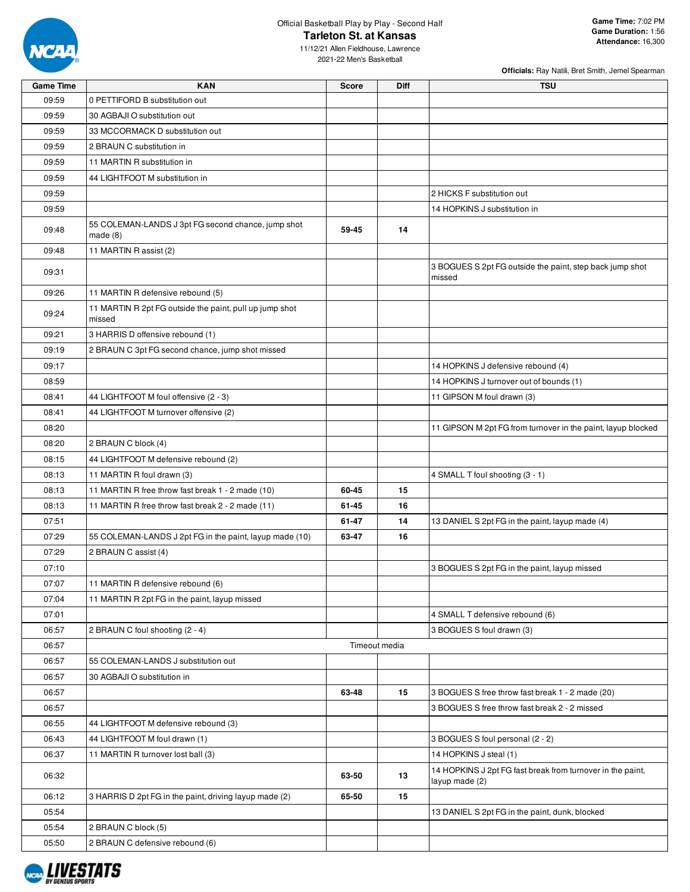Official Basketball Play by Play - Second Half

# Tarleton St. at Kansas

11/12/21 Allen Fieldhouse, Lawrence

2021-22 Men's Basketball

**Game Time:** 7:02 PM
**Game Duration:** 1:56
**Attendance:** 16,300

**Officials:** Ray Natili, Bret Smith, Jemel Spearman

| Game Time | KAN | Score | Diff | TSU |
|---|---|---|---|---|
| 09:59 | 0 PETTIFORD B substitution out | | | |
| 09:59 | 30 AGBAJI O substitution out | | | |
| 09:59 | 33 MCCORMACK D substitution out | | | |
| 09:59 | 2 BRAUN C substitution in | | | |
| 09:59 | 11 MARTIN R substitution in | | | |
| 09:59 | 44 LIGHTFOOT M substitution in | | | |
| 09:59 | | | | 2 HICKS F substitution out |
| 09:59 | | | | 14 HOPKINS J substitution in |
| 09:48 | 55 COLEMAN-LANDS J 3pt FG second chance, jump shot made (8) | 59-45 | 14 | |
| 09:48 | 11 MARTIN R assist (2) | | | |
| 09:31 | | | | 3 BOGUES S 2pt FG outside the paint, step back jump shot missed |
| 09:26 | 11 MARTIN R defensive rebound (5) | | | |
| 09:24 | 11 MARTIN R 2pt FG outside the paint, pull up jump shot missed | | | |
| 09:21 | 3 HARRIS D offensive rebound (1) | | | |
| 09:19 | 2 BRAUN C 3pt FG second chance, jump shot missed | | | |
| 09:17 | | | | 14 HOPKINS J defensive rebound (4) |
| 08:59 | | | | 14 HOPKINS J turnover out of bounds (1) |
| 08:41 | 44 LIGHTFOOT M foul offensive (2 - 3) | | | 11 GIPSON M foul drawn (3) |
| 08:41 | 44 LIGHTFOOT M turnover offensive (2) | | | |
| 08:20 | | | | 11 GIPSON M 2pt FG from turnover in the paint, layup blocked |
| 08:20 | 2 BRAUN C block (4) | | | |
| 08:15 | 44 LIGHTFOOT M defensive rebound (2) | | | |
| 08:13 | 11 MARTIN R foul drawn (3) | | | 4 SMALL T foul shooting (3 - 1) |
| 08:13 | 11 MARTIN R free throw fast break 1 - 2 made (10) | 60-45 | 15 | |
| 08:13 | 11 MARTIN R free throw fast break 2 - 2 made (11) | 61-45 | 16 | |
| 07:51 | | 61-47 | 14 | 13 DANIEL S 2pt FG in the paint, layup made (4) |
| 07:29 | 55 COLEMAN-LANDS J 2pt FG in the paint, layup made (10) | 63-47 | 16 | |
| 07:29 | 2 BRAUN C assist (4) | | | |
| 07:10 | | | | 3 BOGUES S 2pt FG in the paint, layup missed |
| 07:07 | 11 MARTIN R defensive rebound (6) | | | |
| 07:04 | 11 MARTIN R 2pt FG in the paint, layup missed | | | |
| 07:01 | | | | 4 SMALL T defensive rebound (6) |
| 06:57 | 2 BRAUN C foul shooting (2 - 4) | | | 3 BOGUES S foul drawn (3) |
| 06:57 | Timeout media | | | |
| 06:57 | 55 COLEMAN-LANDS J substitution out | | | |
| 06:57 | 30 AGBAJI O substitution in | | | |
| 06:57 | | 63-48 | 15 | 3 BOGUES S free throw fast break 1 - 2 made (20) |
| 06:57 | | | | 3 BOGUES S free throw fast break 2 - 2 missed |
| 06:55 | 44 LIGHTFOOT M defensive rebound (3) | | | |
| 06:43 | 44 LIGHTFOOT M foul drawn (1) | | | 3 BOGUES S foul personal (2 - 2) |
| 06:37 | 11 MARTIN R turnover lost ball (3) | | | 14 HOPKINS J steal (1) |
| 06:32 | | 63-50 | 13 | 14 HOPKINS J 2pt FG fast break from turnover in the paint, layup made (2) |
| 06:12 | 3 HARRIS D 2pt FG in the paint, driving layup made (2) | 65-50 | 15 | |
| 05:54 | | | | 13 DANIEL S 2pt FG in the paint, dunk, blocked |
| 05:54 | 2 BRAUN C block (5) | | | |
| 05:50 | 2 BRAUN C defensive rebound (6) | | | |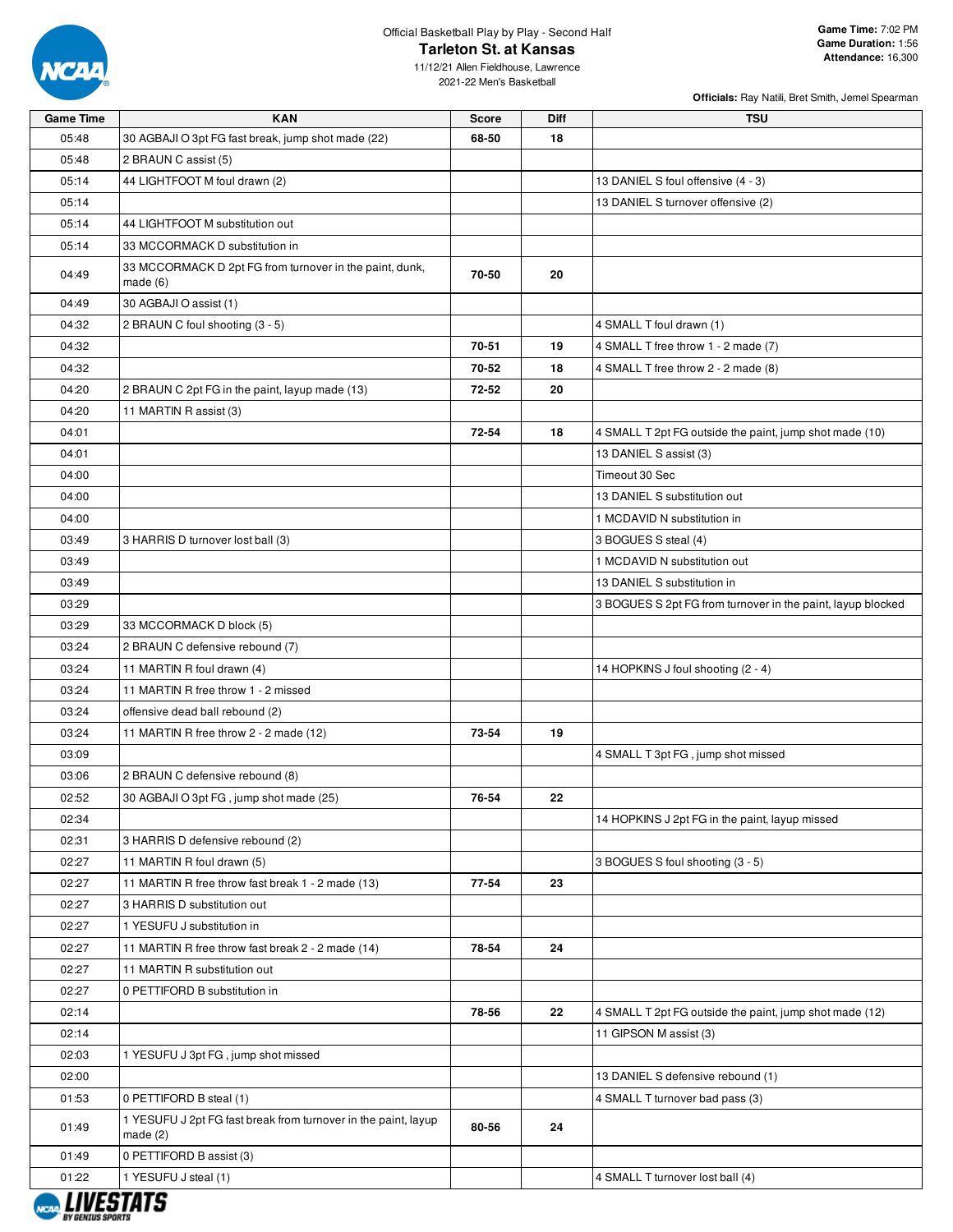Official Basketball Play by Play - Second Half

# Tarleton St. at Kansas

11/12/21 Allen Fieldhouse, Lawrence
2021-22 Men's Basketball

**Game Time:** 7:02 PM
**Game Duration:** 1:56
**Attendance:** 16,300

**Officials:** Ray Natili, Bret Smith, Jemel Spearman

| Game Time | KAN | Score | Diff | TSU |
|---|---|---|---|---|
| 05:48 | 30 AGBAJI O 3pt FG fast break, jump shot made (22) | 68-50 | 18 | |
| 05:48 | 2 BRAUN C assist (5) | | | |
| 05:14 | 44 LIGHTFOOT M foul drawn (2) | | | 13 DANIEL S foul offensive (4 - 3) |
| 05:14 | | | | 13 DANIEL S turnover offensive (2) |
| 05:14 | 44 LIGHTFOOT M substitution out | | | |
| 05:14 | 33 MCCORMACK D substitution in | | | |
| 04:49 | 33 MCCORMACK D 2pt FG from turnover in the paint, dunk, made (6) | 70-50 | 20 | |
| 04:49 | 30 AGBAJI O assist (1) | | | |
| 04:32 | 2 BRAUN C foul shooting (3 - 5) | | | 4 SMALL T foul drawn (1) |
| 04:32 | | 70-51 | 19 | 4 SMALL T free throw 1 - 2 made (7) |
| 04:32 | | 70-52 | 18 | 4 SMALL T free throw 2 - 2 made (8) |
| 04:20 | 2 BRAUN C 2pt FG in the paint, layup made (13) | 72-52 | 20 | |
| 04:20 | 11 MARTIN R assist (3) | | | |
| 04:01 | | 72-54 | 18 | 4 SMALL T 2pt FG outside the paint, jump shot made (10) |
| 04:01 | | | | 13 DANIEL S assist (3) |
| 04:00 | | | | Timeout 30 Sec |
| 04:00 | | | | 13 DANIEL S substitution out |
| 04:00 | | | | 1 MCDAVID N substitution in |
| 03:49 | 3 HARRIS D turnover lost ball (3) | | | 3 BOGUES S steal (4) |
| 03:49 | | | | 1 MCDAVID N substitution out |
| 03:49 | | | | 13 DANIEL S substitution in |
| 03:29 | | | | 3 BOGUES S 2pt FG from turnover in the paint, layup blocked |
| 03:29 | 33 MCCORMACK D block (5) | | | |
| 03:24 | 2 BRAUN C defensive rebound (7) | | | |
| 03:24 | 11 MARTIN R foul drawn (4) | | | 14 HOPKINS J foul shooting (2 - 4) |
| 03:24 | 11 MARTIN R free throw 1 - 2 missed | | | |
| 03:24 | offensive dead ball rebound (2) | | | |
| 03:24 | 11 MARTIN R free throw 2 - 2 made (12) | 73-54 | 19 | |
| 03:09 | | | | 4 SMALL T 3pt FG , jump shot missed |
| 03:06 | 2 BRAUN C defensive rebound (8) | | | |
| 02:52 | 30 AGBAJI O 3pt FG , jump shot made (25) | 76-54 | 22 | |
| 02:34 | | | | 14 HOPKINS J 2pt FG in the paint, layup missed |
| 02:31 | 3 HARRIS D defensive rebound (2) | | | |
| 02:27 | 11 MARTIN R foul drawn (5) | | | 3 BOGUES S foul shooting (3 - 5) |
| 02:27 | 11 MARTIN R free throw fast break 1 - 2 made (13) | 77-54 | 23 | |
| 02:27 | 3 HARRIS D substitution out | | | |
| 02:27 | 1 YESUFU J substitution in | | | |
| 02:27 | 11 MARTIN R free throw fast break 2 - 2 made (14) | 78-54 | 24 | |
| 02:27 | 11 MARTIN R substitution out | | | |
| 02:27 | 0 PETTIFORD B substitution in | | | |
| 02:14 | | 78-56 | 22 | 4 SMALL T 2pt FG outside the paint, jump shot made (12) |
| 02:14 | | | | 11 GIPSON M assist (3) |
| 02:03 | 1 YESUFU J 3pt FG , jump shot missed | | | |
| 02:00 | | | | 13 DANIEL S defensive rebound (1) |
| 01:53 | 0 PETTIFORD B steal (1) | | | 4 SMALL T turnover bad pass (3) |
| 01:49 | 1 YESUFU J 2pt FG fast break from turnover in the paint, layup made (2) | 80-56 | 24 | |
| 01:49 | 0 PETTIFORD B assist (3) | | | |
| 01:22 | 1 YESUFU J steal (1) | | | 4 SMALL T turnover lost ball (4) |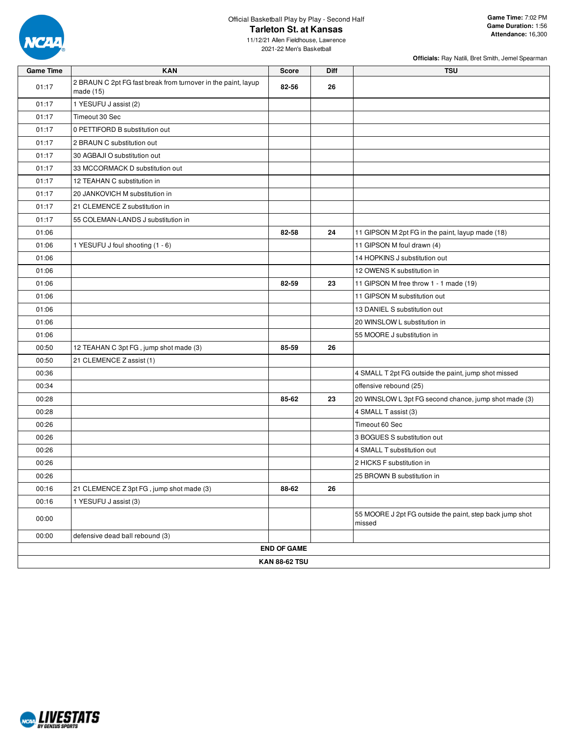Official Basketball Play by Play - Second Half

# Tarleton St. at Kansas

11/12/21 Allen Fieldhouse, Lawrence
2021-22 Men's Basketball

**Game Time:** 7:02 PM
**Game Duration:** 1:56
**Attendance:** 16,300

**Officials:** Ray Natili, Bret Smith, Jemel Spearman

| Game Time | KAN | Score | Diff | TSU |
|---|---|---|---|---|
| 01:17 | 2 BRAUN C 2pt FG fast break from turnover in the paint, layup made (15) | 82-56 | 26 | |
| 01:17 | 1 YESUFU J assist (2) | | | |
| 01:17 | Timeout 30 Sec | | | |
| 01:17 | 0 PETTIFORD B substitution out | | | |
| 01:17 | 2 BRAUN C substitution out | | | |
| 01:17 | 30 AGBAJI O substitution out | | | |
| 01:17 | 33 MCCORMACK D substitution out | | | |
| 01:17 | 12 TEAHAN C substitution in | | | |
| 01:17 | 20 JANKOVICH M substitution in | | | |
| 01:17 | 21 CLEMENCE Z substitution in | | | |
| 01:17 | 55 COLEMAN-LANDS J substitution in | | | |
| 01:06 | | 82-58 | 24 | 11 GIPSON M 2pt FG in the paint, layup made (18) |
| 01:06 | 1 YESUFU J foul shooting (1 - 6) | | | 11 GIPSON M foul drawn (4) |
| 01:06 | | | | 14 HOPKINS J substitution out |
| 01:06 | | | | 12 OWENS K substitution in |
| 01:06 | | 82-59 | 23 | 11 GIPSON M free throw 1 - 1 made (19) |
| 01:06 | | | | 11 GIPSON M substitution out |
| 01:06 | | | | 13 DANIEL S substitution out |
| 01:06 | | | | 20 WINSLOW L substitution in |
| 01:06 | | | | 55 MOORE J substitution in |
| 00:50 | 12 TEAHAN C 3pt FG , jump shot made (3) | 85-59 | 26 | |
| 00:50 | 21 CLEMENCE Z assist (1) | | | |
| 00:36 | | | | 4 SMALL T 2pt FG outside the paint, jump shot missed |
| 00:34 | | | | offensive rebound (25) |
| 00:28 | | 85-62 | 23 | 20 WINSLOW L 3pt FG second chance, jump shot made (3) |
| 00:28 | | | | 4 SMALL T assist (3) |
| 00:26 | | | | Timeout 60 Sec |
| 00:26 | | | | 3 BOGUES S substitution out |
| 00:26 | | | | 4 SMALL T substitution out |
| 00:26 | | | | 2 HICKS F substitution in |
| 00:26 | | | | 25 BROWN B substitution in |
| 00:16 | 21 CLEMENCE Z 3pt FG , jump shot made (3) | 88-62 | 26 | |
| 00:16 | 1 YESUFU J assist (3) | | | |
| 00:00 | | | | 55 MOORE J 2pt FG outside the paint, step back jump shot missed |
| 00:00 | defensive dead ball rebound (3) | | | |
| | | **END OF GAME** | | |
| | | **KAN 88-62 TSU** | | |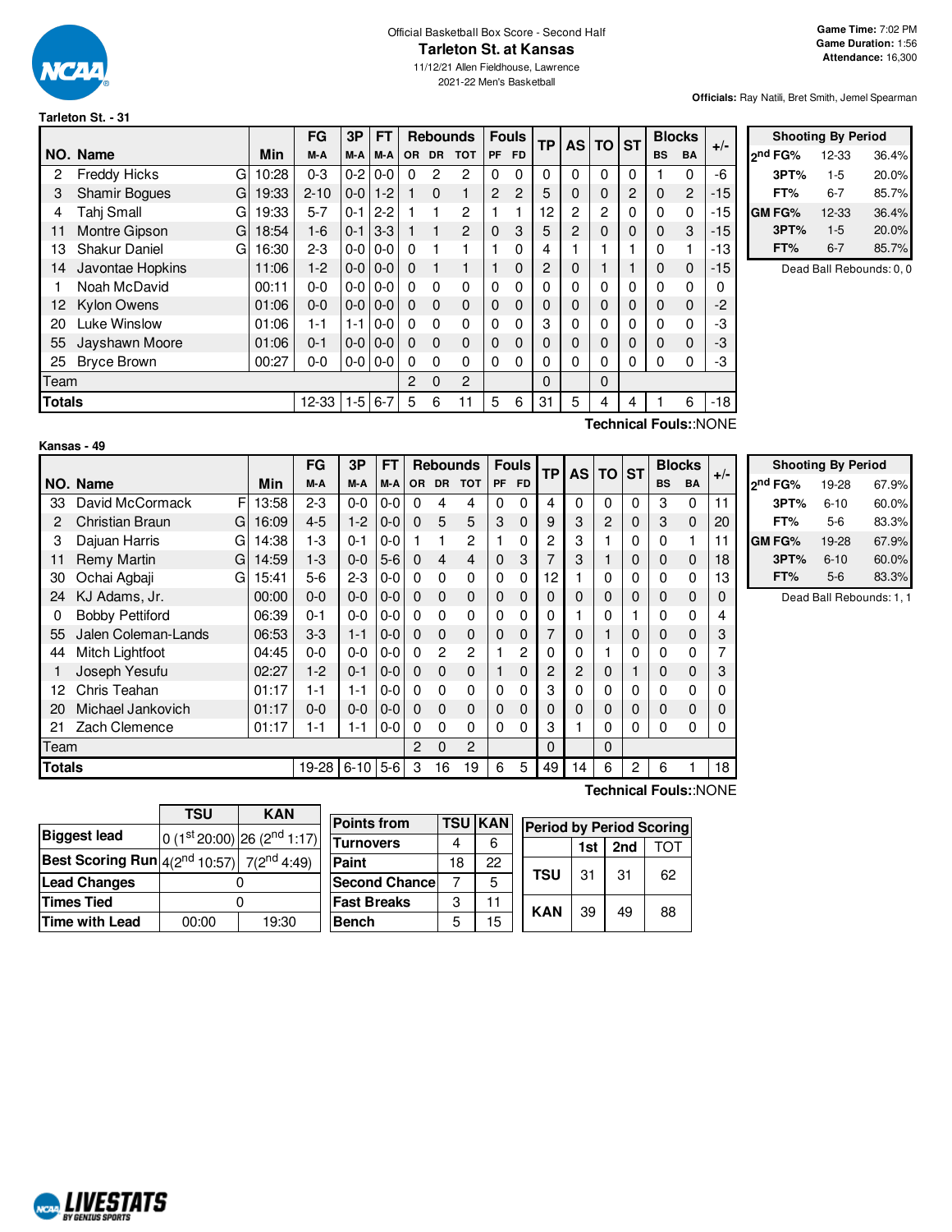Official Basketball Box Score - Second Half

# Tarleton St. at Kansas

11/12/21 Allen Fieldhouse, Lawrence

2021-22 Men's Basketball

**Game Time:** 7:02 PM
**Game Duration:** 1:56
**Attendance:** 16,300

**Officials:** Ray Natili, Bret Smith, Jemel Spearman

## Tarleton St. - 31

| NO. | Name | | Min | FG M-A | 3P M-A | FT M-A | OR | DR | TOT | PF | FD | TP | AS | TO | ST | BS | BA | +/- |
|---|---|---|---|---|---|---|---|---|---|---|---|---|---|---|---|---|---|---|
| 2 | Freddy Hicks | G | 10:28 | 0-3 | 0-2 | 0-0 | 0 | 2 | 2 | 0 | 0 | 0 | 0 | 0 | 0 | 1 | 0 | -6 |
| 3 | Shamir Bogues | G | 19:33 | 2-10 | 0-0 | 1-2 | 1 | 0 | 1 | 2 | 2 | 5 | 0 | 0 | 2 | 0 | 2 | -15 |
| 4 | Tahj Small | G | 19:33 | 5-7 | 0-1 | 2-2 | 1 | 1 | 2 | 1 | 1 | 12 | 2 | 2 | 0 | 0 | 0 | -15 |
| 11 | Montre Gipson | G | 18:54 | 1-6 | 0-1 | 3-3 | 1 | 1 | 2 | 0 | 3 | 5 | 2 | 0 | 0 | 0 | 3 | -15 |
| 13 | Shakur Daniel | G | 16:30 | 2-3 | 0-0 | 0-0 | 0 | 1 | 1 | 1 | 0 | 4 | 1 | 1 | 1 | 0 | 1 | -13 |
| 14 | Javontae Hopkins | | 11:06 | 1-2 | 0-0 | 0-0 | 0 | 1 | 1 | 1 | 0 | 2 | 0 | 1 | 1 | 0 | 0 | -15 |
| 1 | Noah McDavid | | 00:11 | 0-0 | 0-0 | 0-0 | 0 | 0 | 0 | 0 | 0 | 0 | 0 | 0 | 0 | 0 | 0 | 0 |
| 12 | Kylon Owens | | 01:06 | 0-0 | 0-0 | 0-0 | 0 | 0 | 0 | 0 | 0 | 0 | 0 | 0 | 0 | 0 | 0 | -2 |
| 20 | Luke Winslow | | 01:06 | 1-1 | 1-1 | 0-0 | 0 | 0 | 0 | 0 | 0 | 3 | 0 | 0 | 0 | 0 | 0 | -3 |
| 55 | Jayshawn Moore | | 01:06 | 0-1 | 0-0 | 0-0 | 0 | 0 | 0 | 0 | 0 | 0 | 0 | 0 | 0 | 0 | 0 | -3 |
| 25 | Bryce Brown | | 00:27 | 0-0 | 0-0 | 0-0 | 0 | 0 | 0 | 0 | 0 | 0 | 0 | 0 | 0 | 0 | 0 | -3 |
| | Team | | | | | | 2 | 0 | 2 | | | 0 | | 0 | | | | |
| | **Totals** | | | 12-33 | 1-5 | 6-7 | 5 | 6 | 11 | 5 | 6 | 31 | 5 | 4 | 4 | 1 | 6 | -18 |

**Technical Fouls:**:NONE

| Shooting By Period | | |
|---|---|---|
| 2nd FG% | 12-33 | 36.4% |
| 3PT% | 1-5 | 20.0% |
| FT% | 6-7 | 85.7% |
| GM FG% | 12-33 | 36.4% |
| 3PT% | 1-5 | 20.0% |
| FT% | 6-7 | 85.7% |

Dead Ball Rebounds: 0, 0

## Kansas - 49

| NO. | Name | | Min | FG M-A | 3P M-A | FT M-A | OR | DR | TOT | PF | FD | TP | AS | TO | ST | BS | BA | +/- |
|---|---|---|---|---|---|---|---|---|---|---|---|---|---|---|---|---|---|---|
| 33 | David McCormack | F | 13:58 | 2-3 | 0-0 | 0-0 | 0 | 4 | 4 | 0 | 0 | 4 | 0 | 0 | 0 | 3 | 0 | 11 |
| 2 | Christian Braun | G | 16:09 | 4-5 | 1-2 | 0-0 | 0 | 5 | 5 | 3 | 0 | 9 | 3 | 2 | 0 | 3 | 0 | 20 |
| 3 | Dajuan Harris | G | 14:38 | 1-3 | 0-1 | 0-0 | 1 | 1 | 2 | 1 | 0 | 2 | 3 | 1 | 0 | 0 | 1 | 11 |
| 11 | Remy Martin | G | 14:59 | 1-3 | 0-0 | 5-6 | 0 | 4 | 4 | 0 | 3 | 7 | 3 | 1 | 0 | 0 | 0 | 18 |
| 30 | Ochai Agbaji | G | 15:41 | 5-6 | 2-3 | 0-0 | 0 | 0 | 0 | 0 | 0 | 12 | 1 | 0 | 0 | 0 | 0 | 13 |
| 24 | KJ Adams, Jr. | | 00:00 | 0-0 | 0-0 | 0-0 | 0 | 0 | 0 | 0 | 0 | 0 | 0 | 0 | 0 | 0 | 0 | 0 |
| 0 | Bobby Pettiford | | 06:39 | 0-1 | 0-0 | 0-0 | 0 | 0 | 0 | 0 | 0 | 0 | 1 | 0 | 1 | 0 | 0 | 4 |
| 55 | Jalen Coleman-Lands | | 06:53 | 3-3 | 1-1 | 0-0 | 0 | 0 | 0 | 0 | 0 | 7 | 0 | 1 | 0 | 0 | 0 | 3 |
| 44 | Mitch Lightfoot | | 04:45 | 0-0 | 0-0 | 0-0 | 0 | 2 | 2 | 1 | 2 | 0 | 0 | 1 | 0 | 0 | 0 | 7 |
| 1 | Joseph Yesufu | | 02:27 | 1-2 | 0-1 | 0-0 | 0 | 0 | 0 | 1 | 0 | 2 | 2 | 0 | 1 | 0 | 0 | 3 |
| 12 | Chris Teahan | | 01:17 | 1-1 | 1-1 | 0-0 | 0 | 0 | 0 | 0 | 0 | 3 | 0 | 0 | 0 | 0 | 0 | 0 |
| 20 | Michael Jankovich | | 01:17 | 0-0 | 0-0 | 0-0 | 0 | 0 | 0 | 0 | 0 | 0 | 0 | 0 | 0 | 0 | 0 | 0 |
| 21 | Zach Clemence | | 01:17 | 1-1 | 1-1 | 0-0 | 0 | 0 | 0 | 0 | 0 | 3 | 1 | 0 | 0 | 0 | 0 | 0 |
| | Team | | | | | | 2 | 0 | 2 | | | 0 | | 0 | | | | |
| | **Totals** | | | 19-28 | 6-10 | 5-6 | 3 | 16 | 19 | 6 | 5 | 49 | 14 | 6 | 2 | 6 | 1 | 18 |

**Technical Fouls:**:NONE

| Shooting By Period | | |
|---|---|---|
| 2nd FG% | 19-28 | 67.9% |
| 3PT% | 6-10 | 60.0% |
| FT% | 5-6 | 83.3% |
| GM FG% | 19-28 | 67.9% |
| 3PT% | 6-10 | 60.0% |
| FT% | 5-6 | 83.3% |

Dead Ball Rebounds: 1, 1

| | TSU | KAN |
|---|---|---|
| **Biggest lead** | 0 (1st 20:00) | 26 (2nd 1:17) |
| **Best Scoring Run** | 4(2nd 10:57) | 7(2nd 4:49) |
| **Lead Changes** | 0 | |
| **Times Tied** | 0 | |
| **Time with Lead** | 00:00 | 19:30 |

| Points from | TSU | KAN |
|---|---|---|
| Turnovers | 4 | 6 |
| Paint | 18 | 22 |
| Second Chance | 7 | 5 |
| Fast Breaks | 3 | 11 |
| Bench | 5 | 15 |

| Period by Period Scoring | 1st | 2nd | TOT |
|---|---|---|---|
| TSU | 31 | 31 | 62 |
| KAN | 39 | 49 | 88 |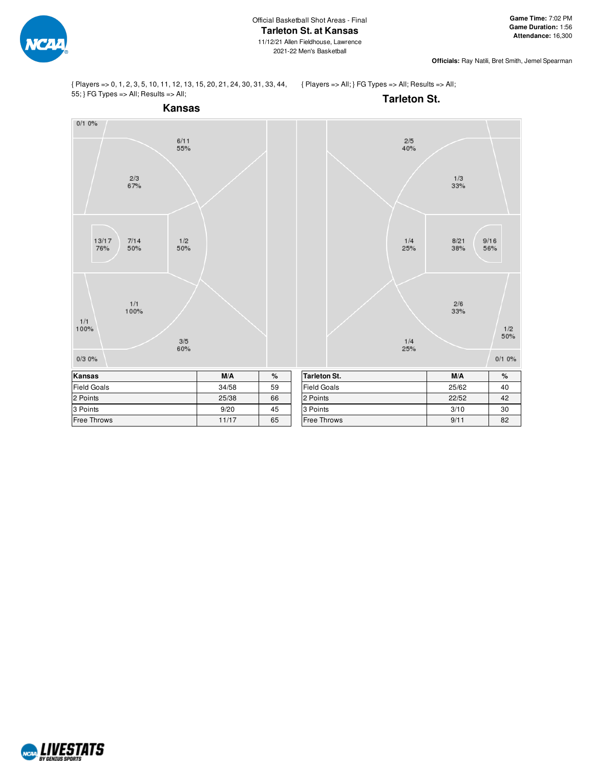Official Basketball Shot Areas - Final

# Tarleton St. at Kansas

11/12/21 Allen Fieldhouse, Lawrence

2021-22 Men's Basketball

**Game Time:** 7:02 PM
**Game Duration:** 1:56
**Attendance:** 16,300

**Officials:** Ray Natili, Bret Smith, Jemel Spearman

{ Players => 0, 1, 2, 3, 5, 10, 11, 12, 13, 15, 20, 21, 24, 30, 31, 33, 44, 55; } FG Types => All; Results => All;

## Kansas

0/1 0%

6/11 55%

2/3 67%

13/17 76%

7/14 50%

1/2 50%

1/1 100%

1/1 100%

3/5 60%

0/3 0%

| Kansas | M/A | % |
|---|---|---|
| Field Goals | 34/58 | 59 |
| 2 Points | 25/38 | 66 |
| 3 Points | 9/20 | 45 |
| Free Throws | 11/17 | 65 |

{ Players => All; } FG Types => All; Results => All;

## Tarleton St.

2/5 40%

1/3 33%

1/4 25%

8/21 38%

9/16 56%

2/6 33%

1/2 50%

1/4 25%

0/1 0%

| Tarleton St. | M/A | % |
|---|---|---|
| Field Goals | 25/62 | 40 |
| 2 Points | 22/52 | 42 |
| 3 Points | 3/10 | 30 |
| Free Throws | 9/11 | 82 |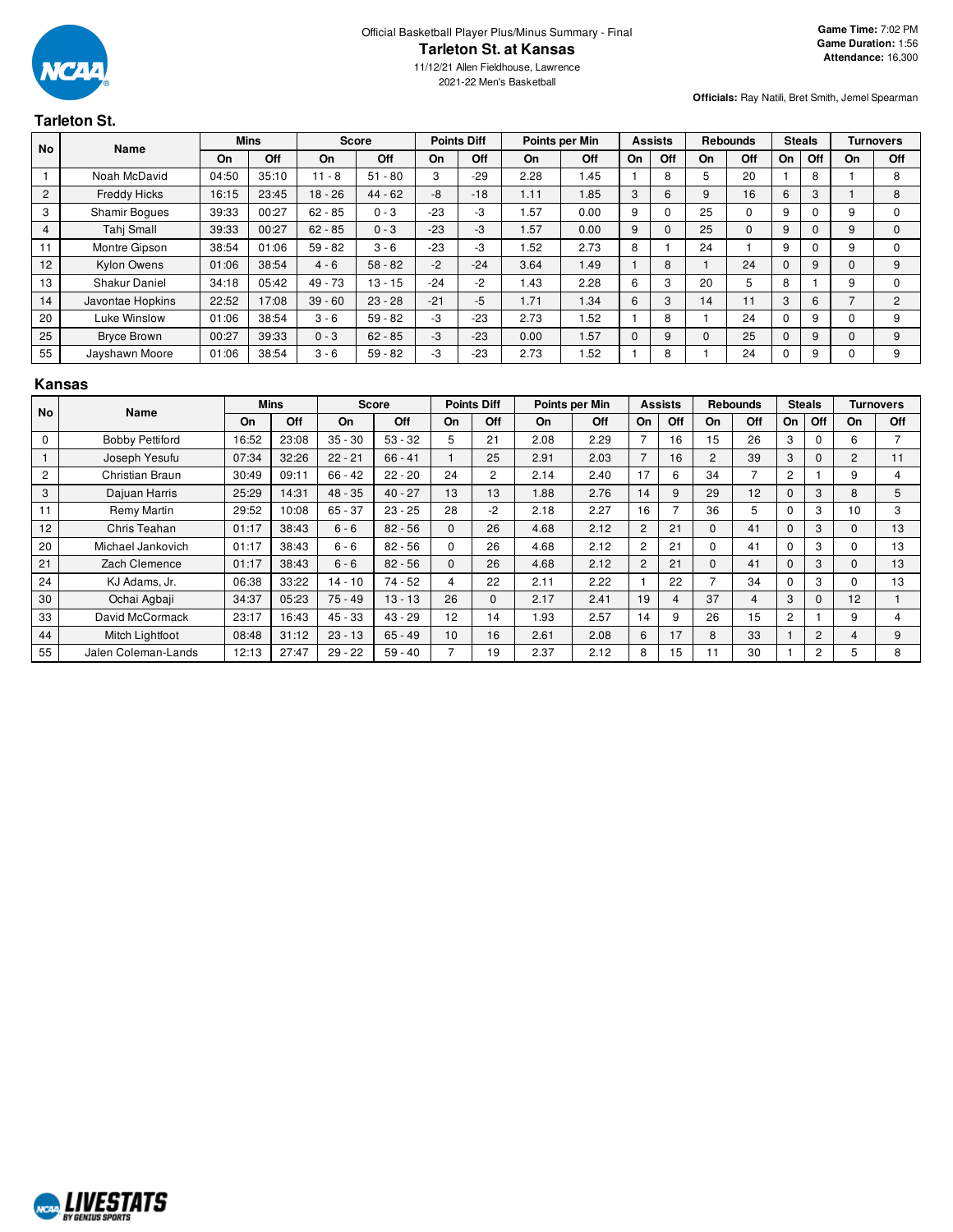Official Basketball Player Plus/Minus Summary - Final

# Tarleton St. at Kansas

11/12/21 Allen Fieldhouse, Lawrence

2021-22 Men's Basketball

**Game Time:** 7:02 PM
**Game Duration:** 1:56
**Attendance:** 16,300

**Officials:** Ray Natili, Bret Smith, Jemel Spearman

## Tarleton St.

| No | Name | Mins | | Score | | Points Diff | | Points per Min | | Assists | | Rebounds | | Steals | | Turnovers | |
|---|---|---|---|---|---|---|---|---|---|---|---|---|---|---|---|---|---|
| | | On | Off | On | Off | On | Off | On | Off | On | Off | On | Off | On | Off | On | Off |
| 1 | Noah McDavid | 04:50 | 35:10 | 11 - 8 | 51 - 80 | 3 | -29 | 2.28 | 1.45 | 1 | 8 | 5 | 20 | 1 | 8 | 1 | 8 |
| 2 | Freddy Hicks | 16:15 | 23:45 | 18 - 26 | 44 - 62 | -8 | -18 | 1.11 | 1.85 | 3 | 6 | 9 | 16 | 6 | 3 | 1 | 8 |
| 3 | Shamir Bogues | 39:33 | 00:27 | 62 - 85 | 0 - 3 | -23 | -3 | 1.57 | 0.00 | 9 | 0 | 25 | 0 | 9 | 0 | 9 | 0 |
| 4 | Tahj Small | 39:33 | 00:27 | 62 - 85 | 0 - 3 | -23 | -3 | 1.57 | 0.00 | 9 | 0 | 25 | 0 | 9 | 0 | 9 | 0 |
| 11 | Montre Gipson | 38:54 | 01:06 | 59 - 82 | 3 - 6 | -23 | -3 | 1.52 | 2.73 | 8 | 1 | 24 | 1 | 9 | 0 | 9 | 0 |
| 12 | Kylon Owens | 01:06 | 38:54 | 4 - 6 | 58 - 82 | -2 | -24 | 3.64 | 1.49 | 1 | 8 | 1 | 24 | 0 | 9 | 0 | 9 |
| 13 | Shakur Daniel | 34:18 | 05:42 | 49 - 73 | 13 - 15 | -24 | -2 | 1.43 | 2.28 | 6 | 3 | 20 | 5 | 8 | 1 | 9 | 0 |
| 14 | Javontae Hopkins | 22:52 | 17:08 | 39 - 60 | 23 - 28 | -21 | -5 | 1.71 | 1.34 | 6 | 3 | 14 | 11 | 3 | 6 | 7 | 2 |
| 20 | Luke Winslow | 01:06 | 38:54 | 3 - 6 | 59 - 82 | -3 | -23 | 2.73 | 1.52 | 1 | 8 | 1 | 24 | 0 | 9 | 0 | 9 |
| 25 | Bryce Brown | 00:27 | 39:33 | 0 - 3 | 62 - 85 | -3 | -23 | 0.00 | 1.57 | 0 | 9 | 0 | 25 | 0 | 9 | 0 | 9 |
| 55 | Jayshawn Moore | 01:06 | 38:54 | 3 - 6 | 59 - 82 | -3 | -23 | 2.73 | 1.52 | 1 | 8 | 1 | 24 | 0 | 9 | 0 | 9 |

## Kansas

| No | Name | Mins | | Score | | Points Diff | | Points per Min | | Assists | | Rebounds | | Steals | | Turnovers | |
|---|---|---|---|---|---|---|---|---|---|---|---|---|---|---|---|---|---|
| | | On | Off | On | Off | On | Off | On | Off | On | Off | On | Off | On | Off | On | Off |
| 0 | Bobby Pettiford | 16:52 | 23:08 | 35 - 30 | 53 - 32 | 5 | 21 | 2.08 | 2.29 | 7 | 16 | 15 | 26 | 3 | 0 | 6 | 7 |
| 1 | Joseph Yesufu | 07:34 | 32:26 | 22 - 21 | 66 - 41 | 1 | 25 | 2.91 | 2.03 | 7 | 16 | 2 | 39 | 3 | 0 | 2 | 11 |
| 2 | Christian Braun | 30:49 | 09:11 | 66 - 42 | 22 - 20 | 24 | 2 | 2.14 | 2.40 | 17 | 6 | 34 | 7 | 2 | 1 | 9 | 4 |
| 3 | Dajuan Harris | 25:29 | 14:31 | 48 - 35 | 40 - 27 | 13 | 13 | 1.88 | 2.76 | 14 | 9 | 29 | 12 | 0 | 3 | 8 | 5 |
| 11 | Remy Martin | 29:52 | 10:08 | 65 - 37 | 23 - 25 | 28 | -2 | 2.18 | 2.27 | 16 | 7 | 36 | 5 | 0 | 3 | 10 | 3 |
| 12 | Chris Teahan | 01:17 | 38:43 | 6 - 6 | 82 - 56 | 0 | 26 | 4.68 | 2.12 | 2 | 21 | 0 | 41 | 0 | 3 | 0 | 13 |
| 20 | Michael Jankovich | 01:17 | 38:43 | 6 - 6 | 82 - 56 | 0 | 26 | 4.68 | 2.12 | 2 | 21 | 0 | 41 | 0 | 3 | 0 | 13 |
| 21 | Zach Clemence | 01:17 | 38:43 | 6 - 6 | 82 - 56 | 0 | 26 | 4.68 | 2.12 | 2 | 21 | 0 | 41 | 0 | 3 | 0 | 13 |
| 24 | KJ Adams, Jr. | 06:38 | 33:22 | 14 - 10 | 74 - 52 | 4 | 22 | 2.11 | 2.22 | 1 | 22 | 7 | 34 | 0 | 3 | 0 | 13 |
| 30 | Ochai Agbaji | 34:37 | 05:23 | 75 - 49 | 13 - 13 | 26 | 0 | 2.17 | 2.41 | 19 | 4 | 37 | 4 | 3 | 0 | 12 | 1 |
| 33 | David McCormack | 23:17 | 16:43 | 45 - 33 | 43 - 29 | 12 | 14 | 1.93 | 2.57 | 14 | 9 | 26 | 15 | 2 | 1 | 9 | 4 |
| 44 | Mitch Lightfoot | 08:48 | 31:12 | 23 - 13 | 65 - 49 | 10 | 16 | 2.61 | 2.08 | 6 | 17 | 8 | 33 | 1 | 2 | 4 | 9 |
| 55 | Jalen Coleman-Lands | 12:13 | 27:47 | 29 - 22 | 59 - 40 | 7 | 19 | 2.37 | 2.12 | 8 | 15 | 11 | 30 | 1 | 2 | 5 | 8 |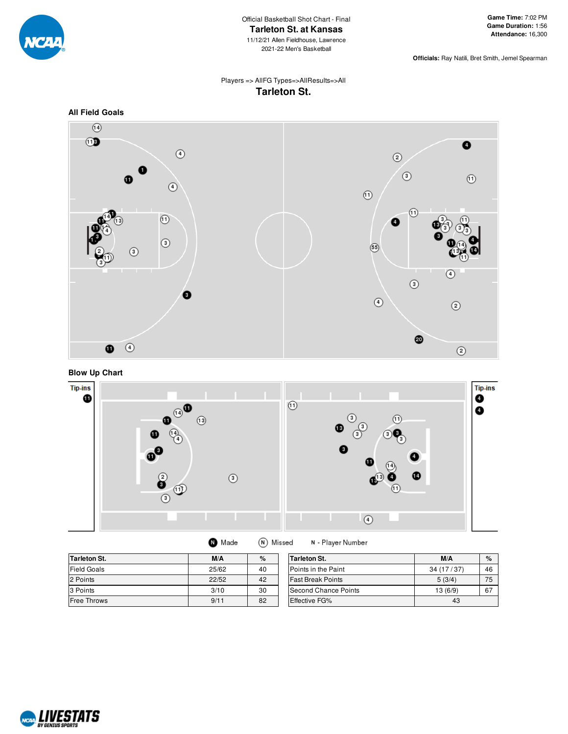Official Basketball Shot Chart - Final

# Tarleton St. at Kansas

11/12/21 Allen Fieldhouse, Lawrence

2021-22 Men's Basketball

**Game Time:** 7:02 PM
**Game Duration:** 1:56
**Attendance:** 16,300

**Officials:** Ray Natili, Bret Smith, Jemel Spearman

Players => AllFG Types=>AllResults=>All

## Tarleton St.

### All Field Goals

### Blow Up Chart

Tip-ins

Tip-ins

Made   Missed   N - Player Number

| Tarleton St. | M/A | % |
|---|---|---|
| Field Goals | 25/62 | 40 |
| 2 Points | 22/52 | 42 |
| 3 Points | 3/10 | 30 |
| Free Throws | 9/11 | 82 |

| Tarleton St. | M/A | % |
|---|---|---|
| Points in the Paint | 34 (17 / 37) | 46 |
| Fast Break Points | 5 (3/4) | 75 |
| Second Chance Points | 13 (6/9) | 67 |
| Effective FG% | 43 | |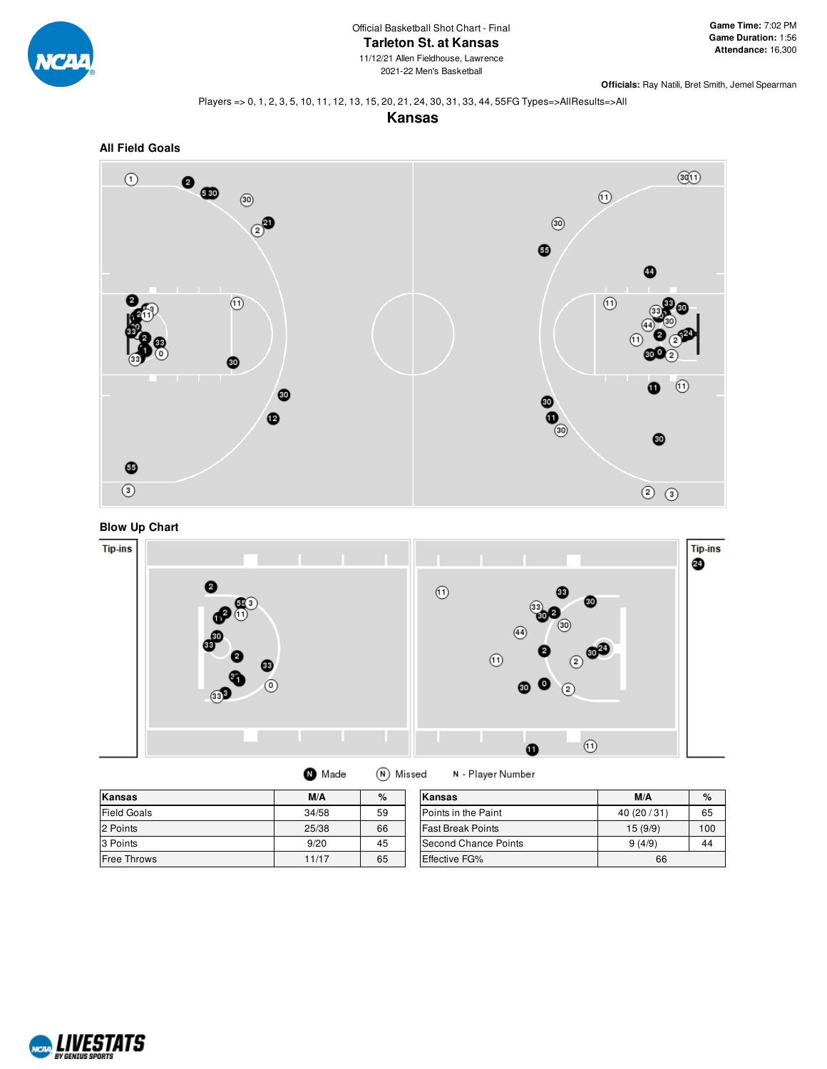Official Basketball Shot Chart - Final

# Tarleton St. at Kansas

11/12/21 Allen Fieldhouse, Lawrence

2021-22 Men's Basketball

**Game Time:** 7:02 PM
**Game Duration:** 1:56
**Attendance:** 16,300

**Officials:** Ray Natili, Bret Smith, Jemel Spearman

Players => 0, 1, 2, 3, 5, 10, 11, 12, 13, 15, 20, 21, 24, 30, 31, 33, 44, 55FG Types=>AllResults=>All

## Kansas

### All Field Goals

### Blow Up Chart

Tip-ins

Tip-ins

Made   Missed   N - Player Number

| Kansas | M/A | % |
|---|---|---|
| Field Goals | 34/58 | 59 |
| 2 Points | 25/38 | 66 |
| 3 Points | 9/20 | 45 |
| Free Throws | 11/17 | 65 |

| Kansas | M/A | % |
|---|---|---|
| Points in the Paint | 40 (20 / 31) | 65 |
| Fast Break Points | 15 (9/9) | 100 |
| Second Chance Points | 9 (4/9) | 44 |
| Effective FG% | 66 | |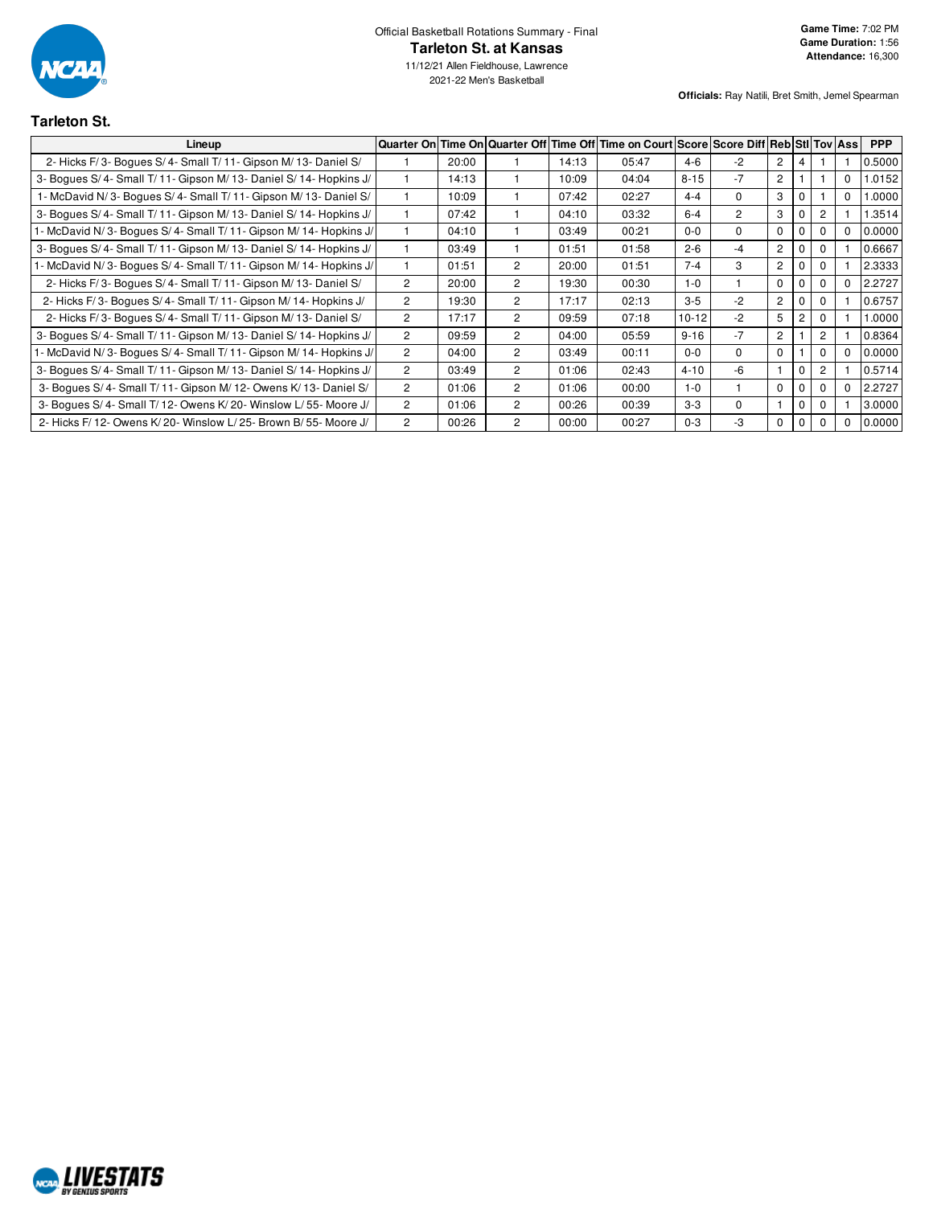Official Basketball Rotations Summary - Final

# Tarleton St. at Kansas

11/12/21 Allen Fieldhouse, Lawrence
2021-22 Men's Basketball

**Game Time:** 7:02 PM
**Game Duration:** 1:56
**Attendance:** 16,300

**Officials:** Ray Natili, Bret Smith, Jemel Spearman

## Tarleton St.

| Lineup | Quarter On | Time On | Quarter Off | Time Off | Time on Court | Score | Score Diff | Reb | Stl | Tov | Ass | PPP |
|---|---|---|---|---|---|---|---|---|---|---|---|---|
| 2- Hicks F/ 3- Bogues S/ 4- Small T/ 11- Gipson M/ 13- Daniel S/ | 1 | 20:00 | 1 | 14:13 | 05:47 | 4-6 | -2 | 2 | 4 | 1 | 1 | 0.5000 |
| 3- Bogues S/ 4- Small T/ 11- Gipson M/ 13- Daniel S/ 14- Hopkins J/ | 1 | 14:13 | 1 | 10:09 | 04:04 | 8-15 | -7 | 2 | 1 | 1 | 0 | 1.0152 |
| 1- McDavid N/ 3- Bogues S/ 4- Small T/ 11- Gipson M/ 13- Daniel S/ | 1 | 10:09 | 1 | 07:42 | 02:27 | 4-4 | 0 | 3 | 0 | 1 | 0 | 1.0000 |
| 3- Bogues S/ 4- Small T/ 11- Gipson M/ 13- Daniel S/ 14- Hopkins J/ | 1 | 07:42 | 1 | 04:10 | 03:32 | 6-4 | 2 | 3 | 0 | 2 | 1 | 1.3514 |
| 1- McDavid N/ 3- Bogues S/ 4- Small T/ 11- Gipson M/ 14- Hopkins J/ | 1 | 04:10 | 1 | 03:49 | 00:21 | 0-0 | 0 | 0 | 0 | 0 | 0 | 0.0000 |
| 3- Bogues S/ 4- Small T/ 11- Gipson M/ 13- Daniel S/ 14- Hopkins J/ | 1 | 03:49 | 1 | 01:51 | 01:58 | 2-6 | -4 | 2 | 0 | 0 | 1 | 0.6667 |
| 1- McDavid N/ 3- Bogues S/ 4- Small T/ 11- Gipson M/ 14- Hopkins J/ | 1 | 01:51 | 2 | 20:00 | 01:51 | 7-4 | 3 | 2 | 0 | 0 | 1 | 2.3333 |
| 2- Hicks F/ 3- Bogues S/ 4- Small T/ 11- Gipson M/ 13- Daniel S/ | 2 | 20:00 | 2 | 19:30 | 00:30 | 1-0 | 1 | 0 | 0 | 0 | 0 | 2.2727 |
| 2- Hicks F/ 3- Bogues S/ 4- Small T/ 11- Gipson M/ 14- Hopkins J/ | 2 | 19:30 | 2 | 17:17 | 02:13 | 3-5 | -2 | 2 | 0 | 0 | 1 | 0.6757 |
| 2- Hicks F/ 3- Bogues S/ 4- Small T/ 11- Gipson M/ 13- Daniel S/ | 2 | 17:17 | 2 | 09:59 | 07:18 | 10-12 | -2 | 5 | 2 | 0 | 1 | 1.0000 |
| 3- Bogues S/ 4- Small T/ 11- Gipson M/ 13- Daniel S/ 14- Hopkins J/ | 2 | 09:59 | 2 | 04:00 | 05:59 | 9-16 | -7 | 2 | 1 | 2 | 1 | 0.8364 |
| 1- McDavid N/ 3- Bogues S/ 4- Small T/ 11- Gipson M/ 14- Hopkins J/ | 2 | 04:00 | 2 | 03:49 | 00:11 | 0-0 | 0 | 0 | 1 | 0 | 0 | 0.0000 |
| 3- Bogues S/ 4- Small T/ 11- Gipson M/ 13- Daniel S/ 14- Hopkins J/ | 2 | 03:49 | 2 | 01:06 | 02:43 | 4-10 | -6 | 1 | 0 | 2 | 1 | 0.5714 |
| 3- Bogues S/ 4- Small T/ 11- Gipson M/ 12- Owens K/ 13- Daniel S/ | 2 | 01:06 | 2 | 01:06 | 00:00 | 1-0 | 1 | 0 | 0 | 0 | 0 | 2.2727 |
| 3- Bogues S/ 4- Small T/ 12- Owens K/ 20- Winslow L/ 55- Moore J/ | 2 | 01:06 | 2 | 00:26 | 00:39 | 3-3 | 0 | 1 | 0 | 0 | 1 | 3.0000 |
| 2- Hicks F/ 12- Owens K/ 20- Winslow L/ 25- Brown B/ 55- Moore J/ | 2 | 00:26 | 2 | 00:00 | 00:27 | 0-3 | -3 | 0 | 0 | 0 | 0 | 0.0000 |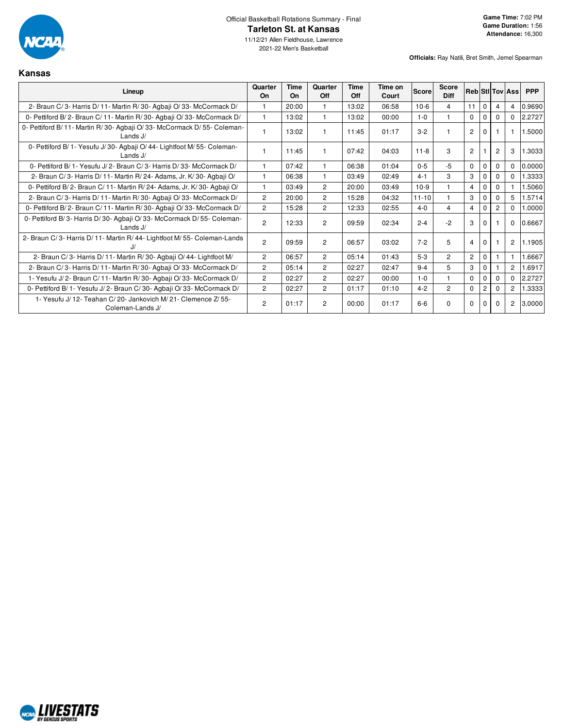Official Basketball Rotations Summary - Final

# Tarleton St. at Kansas

11/12/21 Allen Fieldhouse, Lawrence

2021-22 Men's Basketball

**Game Time:** 7:02 PM
**Game Duration:** 1:56
**Attendance:** 16,300

**Officials:** Ray Natili, Bret Smith, Jemel Spearman

## Kansas

| Lineup | Quarter On | Time On | Quarter Off | Time Off | Time on Court | Score | Score Diff | Reb | Stl | Tov | Ass | PPP |
|---|---|---|---|---|---|---|---|---|---|---|---|---|
| 2- Braun C/ 3- Harris D/ 11- Martin R/ 30- Agbaji O/ 33- McCormack D/ | 1 | 20:00 | 1 | 13:02 | 06:58 | 10-6 | 4 | 11 | 0 | 4 | 4 | 0.9690 |
| 0- Pettiford B/ 2- Braun C/ 11- Martin R/ 30- Agbaji O/ 33- McCormack D/ | 1 | 13:02 | 1 | 13:02 | 00:00 | 1-0 | 1 | 0 | 0 | 0 | 0 | 2.2727 |
| 0- Pettiford B/ 11- Martin R/ 30- Agbaji O/ 33- McCormack D/ 55- Coleman-Lands J/ | 1 | 13:02 | 1 | 11:45 | 01:17 | 3-2 | 1 | 2 | 0 | 1 | 1 | 1.5000 |
| 0- Pettiford B/ 1- Yesufu J/ 30- Agbaji O/ 44- Lightfoot M/ 55- Coleman-Lands J/ | 1 | 11:45 | 1 | 07:42 | 04:03 | 11-8 | 3 | 2 | 1 | 2 | 3 | 1.3033 |
| 0- Pettiford B/ 1- Yesufu J/ 2- Braun C/ 3- Harris D/ 33- McCormack D/ | 1 | 07:42 | 1 | 06:38 | 01:04 | 0-5 | -5 | 0 | 0 | 0 | 0 | 0.0000 |
| 2- Braun C/ 3- Harris D/ 11- Martin R/ 24- Adams, Jr. K/ 30- Agbaji O/ | 1 | 06:38 | 1 | 03:49 | 02:49 | 4-1 | 3 | 3 | 0 | 0 | 0 | 1.3333 |
| 0- Pettiford B/ 2- Braun C/ 11- Martin R/ 24- Adams, Jr. K/ 30- Agbaji O/ | 1 | 03:49 | 2 | 20:00 | 03:49 | 10-9 | 1 | 4 | 0 | 0 | 1 | 1.5060 |
| 2- Braun C/ 3- Harris D/ 11- Martin R/ 30- Agbaji O/ 33- McCormack D/ | 2 | 20:00 | 2 | 15:28 | 04:32 | 11-10 | 1 | 3 | 0 | 0 | 5 | 1.5714 |
| 0- Pettiford B/ 2- Braun C/ 11- Martin R/ 30- Agbaji O/ 33- McCormack D/ | 2 | 15:28 | 2 | 12:33 | 02:55 | 4-0 | 4 | 4 | 0 | 2 | 0 | 1.0000 |
| 0- Pettiford B/ 3- Harris D/ 30- Agbaji O/ 33- McCormack D/ 55- Coleman-Lands J/ | 2 | 12:33 | 2 | 09:59 | 02:34 | 2-4 | -2 | 3 | 0 | 1 | 0 | 0.6667 |
| 2- Braun C/ 3- Harris D/ 11- Martin R/ 44- Lightfoot M/ 55- Coleman-Lands J/ | 2 | 09:59 | 2 | 06:57 | 03:02 | 7-2 | 5 | 4 | 0 | 1 | 2 | 1.1905 |
| 2- Braun C/ 3- Harris D/ 11- Martin R/ 30- Agbaji O/ 44- Lightfoot M/ | 2 | 06:57 | 2 | 05:14 | 01:43 | 5-3 | 2 | 2 | 0 | 1 | 1 | 1.6667 |
| 2- Braun C/ 3- Harris D/ 11- Martin R/ 30- Agbaji O/ 33- McCormack D/ | 2 | 05:14 | 2 | 02:27 | 02:47 | 9-4 | 5 | 3 | 0 | 1 | 2 | 1.6917 |
| 1- Yesufu J/ 2- Braun C/ 11- Martin R/ 30- Agbaji O/ 33- McCormack D/ | 2 | 02:27 | 2 | 02:27 | 00:00 | 1-0 | 1 | 0 | 0 | 0 | 0 | 2.2727 |
| 0- Pettiford B/ 1- Yesufu J/ 2- Braun C/ 30- Agbaji O/ 33- McCormack D/ | 2 | 02:27 | 2 | 01:17 | 01:10 | 4-2 | 2 | 0 | 2 | 0 | 2 | 1.3333 |
| 1- Yesufu J/ 12- Teahan C/ 20- Jankovich M/ 21- Clemence Z/ 55- Coleman-Lands J/ | 2 | 01:17 | 2 | 00:00 | 01:17 | 6-6 | 0 | 0 | 0 | 0 | 2 | 3.0000 |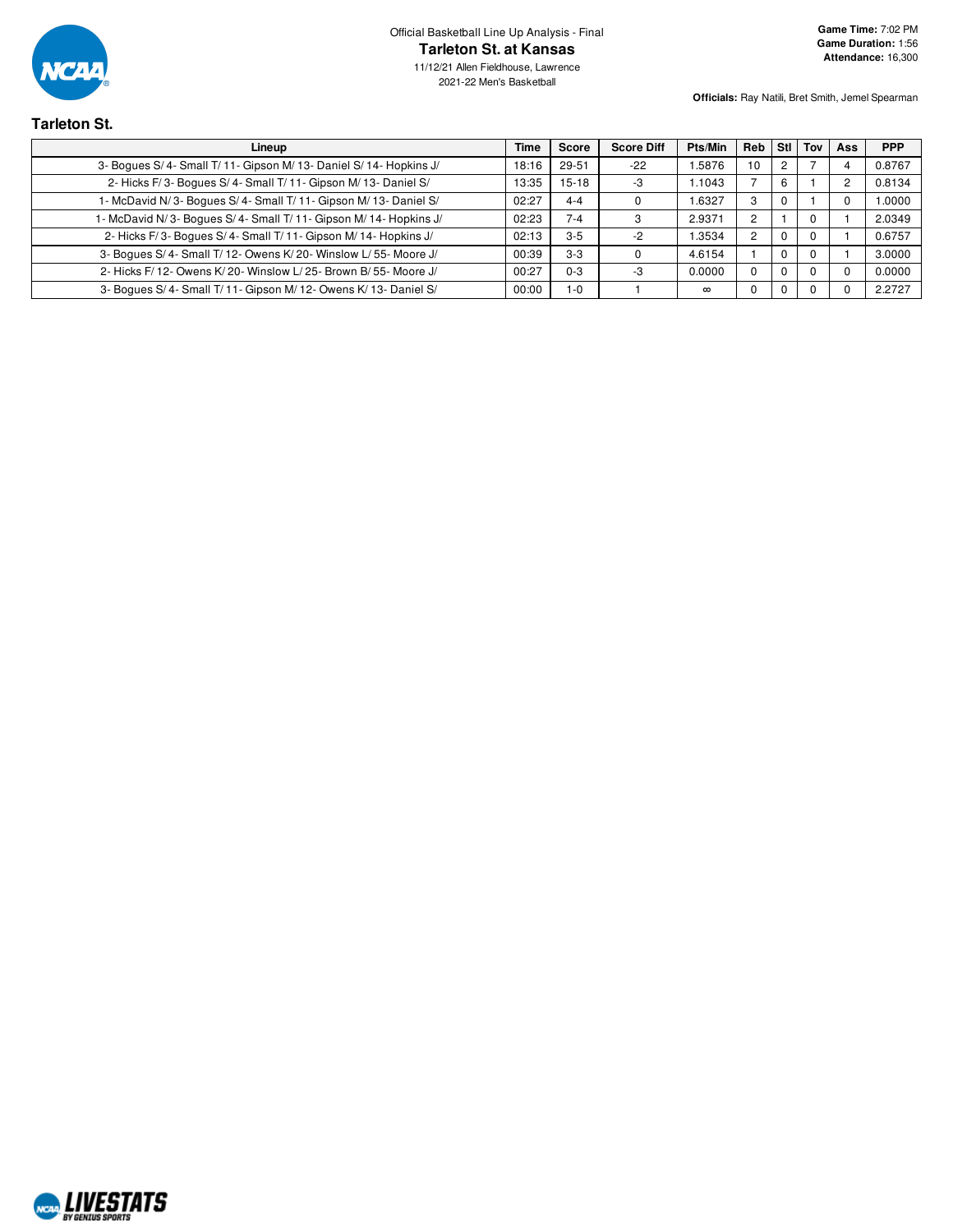Official Basketball Line Up Analysis - Final

# Tarleton St. at Kansas

11/12/21 Allen Fieldhouse, Lawrence
2021-22 Men's Basketball

**Game Time:** 7:02 PM
**Game Duration:** 1:56
**Attendance:** 16,300

**Officials:** Ray Natili, Bret Smith, Jemel Spearman

## Tarleton St.

| Lineup | Time | Score | Score Diff | Pts/Min | Reb | Stl | Tov | Ass | PPP |
|---|---|---|---|---|---|---|---|---|---|
| 3- Bogues S/ 4- Small T/ 11- Gipson M/ 13- Daniel S/ 14- Hopkins J/ | 18:16 | 29-51 | -22 | 1.5876 | 10 | 2 | 7 | 4 | 0.8767 |
| 2- Hicks F/ 3- Bogues S/ 4- Small T/ 11- Gipson M/ 13- Daniel S/ | 13:35 | 15-18 | -3 | 1.1043 | 7 | 6 | 1 | 2 | 0.8134 |
| 1- McDavid N/ 3- Bogues S/ 4- Small T/ 11- Gipson M/ 13- Daniel S/ | 02:27 | 4-4 | 0 | 1.6327 | 3 | 0 | 1 | 0 | 1.0000 |
| 1- McDavid N/ 3- Bogues S/ 4- Small T/ 11- Gipson M/ 14- Hopkins J/ | 02:23 | 7-4 | 3 | 2.9371 | 2 | 1 | 0 | 1 | 2.0349 |
| 2- Hicks F/ 3- Bogues S/ 4- Small T/ 11- Gipson M/ 14- Hopkins J/ | 02:13 | 3-5 | -2 | 1.3534 | 2 | 0 | 0 | 1 | 0.6757 |
| 3- Bogues S/ 4- Small T/ 12- Owens K/ 20- Winslow L/ 55- Moore J/ | 00:39 | 3-3 | 0 | 4.6154 | 1 | 0 | 0 | 1 | 3.0000 |
| 2- Hicks F/ 12- Owens K/ 20- Winslow L/ 25- Brown B/ 55- Moore J/ | 00:27 | 0-3 | -3 | 0.0000 | 0 | 0 | 0 | 0 | 0.0000 |
| 3- Bogues S/ 4- Small T/ 11- Gipson M/ 12- Owens K/ 13- Daniel S/ | 00:00 | 1-0 | 1 | ∞ | 0 | 0 | 0 | 0 | 2.2727 |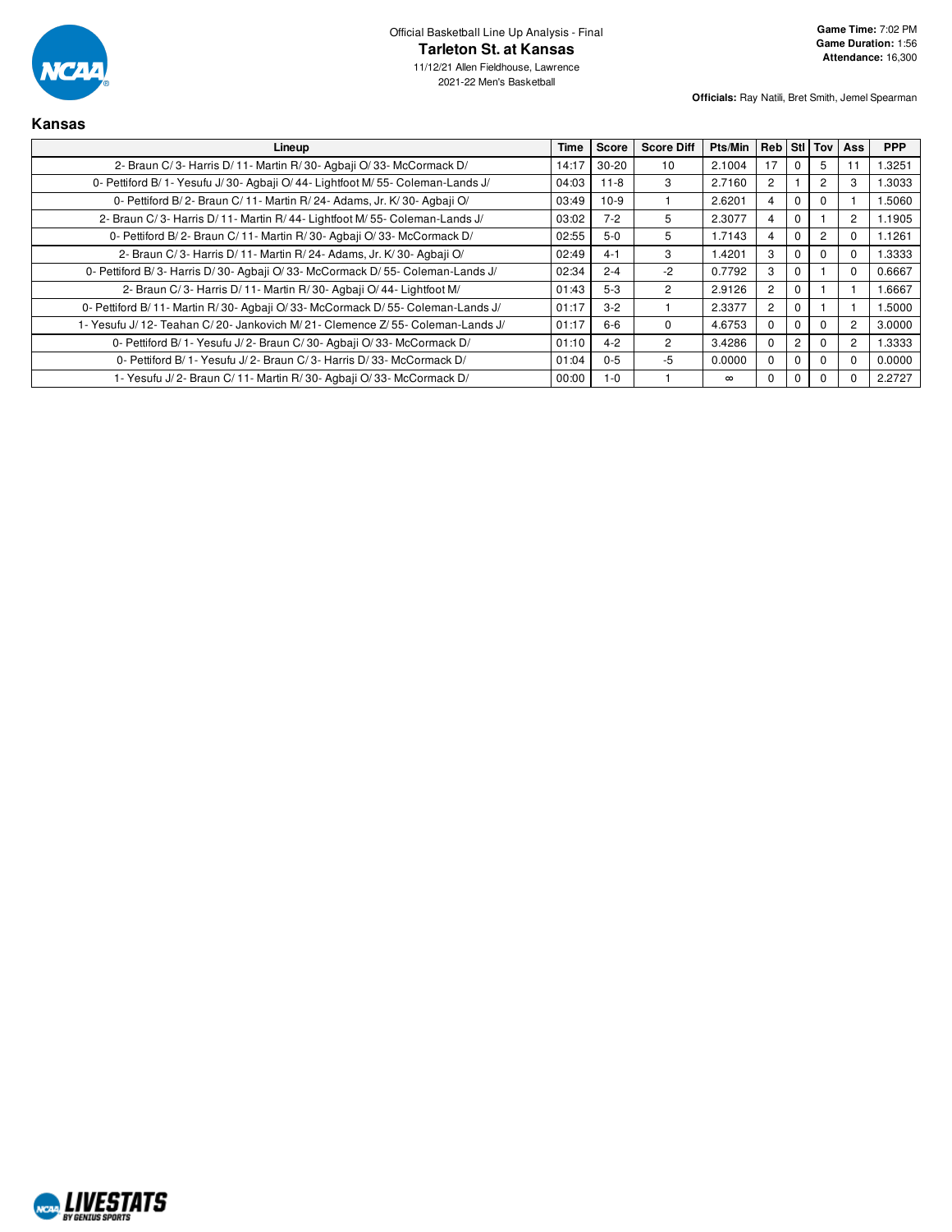Official Basketball Line Up Analysis - Final

# Tarleton St. at Kansas

11/12/21 Allen Fieldhouse, Lawrence

2021-22 Men's Basketball

**Game Time:** 7:02 PM
**Game Duration:** 1:56
**Attendance:** 16,300

**Officials:** Ray Natili, Bret Smith, Jemel Spearman

## Kansas

| Lineup | Time | Score | Score Diff | Pts/Min | Reb | Stl | Tov | Ass | PPP |
|---|---|---|---|---|---|---|---|---|---|
| 2- Braun C/ 3- Harris D/ 11- Martin R/ 30- Agbaji O/ 33- McCormack D/ | 14:17 | 30-20 | 10 | 2.1004 | 17 | 0 | 5 | 11 | 1.3251 |
| 0- Pettiford B/ 1- Yesufu J/ 30- Agbaji O/ 44- Lightfoot M/ 55- Coleman-Lands J/ | 04:03 | 11-8 | 3 | 2.7160 | 2 | 1 | 2 | 3 | 1.3033 |
| 0- Pettiford B/ 2- Braun C/ 11- Martin R/ 24- Adams, Jr. K/ 30- Agbaji O/ | 03:49 | 10-9 | 1 | 2.6201 | 4 | 0 | 0 | 1 | 1.5060 |
| 2- Braun C/ 3- Harris D/ 11- Martin R/ 44- Lightfoot M/ 55- Coleman-Lands J/ | 03:02 | 7-2 | 5 | 2.3077 | 4 | 0 | 1 | 2 | 1.1905 |
| 0- Pettiford B/ 2- Braun C/ 11- Martin R/ 30- Agbaji O/ 33- McCormack D/ | 02:55 | 5-0 | 5 | 1.7143 | 4 | 0 | 2 | 0 | 1.1261 |
| 2- Braun C/ 3- Harris D/ 11- Martin R/ 24- Adams, Jr. K/ 30- Agbaji O/ | 02:49 | 4-1 | 3 | 1.4201 | 3 | 0 | 0 | 0 | 1.3333 |
| 0- Pettiford B/ 3- Harris D/ 30- Agbaji O/ 33- McCormack D/ 55- Coleman-Lands J/ | 02:34 | 2-4 | -2 | 0.7792 | 3 | 0 | 1 | 0 | 0.6667 |
| 2- Braun C/ 3- Harris D/ 11- Martin R/ 30- Agbaji O/ 44- Lightfoot M/ | 01:43 | 5-3 | 2 | 2.9126 | 2 | 0 | 1 | 1 | 1.6667 |
| 0- Pettiford B/ 11- Martin R/ 30- Agbaji O/ 33- McCormack D/ 55- Coleman-Lands J/ | 01:17 | 3-2 | 1 | 2.3377 | 2 | 0 | 1 | 1 | 1.5000 |
| 1- Yesufu J/ 12- Teahan C/ 20- Jankovich M/ 21- Clemence Z/ 55- Coleman-Lands J/ | 01:17 | 6-6 | 0 | 4.6753 | 0 | 0 | 0 | 2 | 3.0000 |
| 0- Pettiford B/ 1- Yesufu J/ 2- Braun C/ 30- Agbaji O/ 33- McCormack D/ | 01:10 | 4-2 | 2 | 3.4286 | 0 | 2 | 0 | 2 | 1.3333 |
| 0- Pettiford B/ 1- Yesufu J/ 2- Braun C/ 3- Harris D/ 33- McCormack D/ | 01:04 | 0-5 | -5 | 0.0000 | 0 | 0 | 0 | 0 | 0.0000 |
| 1- Yesufu J/ 2- Braun C/ 11- Martin R/ 30- Agbaji O/ 33- McCormack D/ | 00:00 | 1-0 | 1 | ∞ | 0 | 0 | 0 | 0 | 2.2727 |